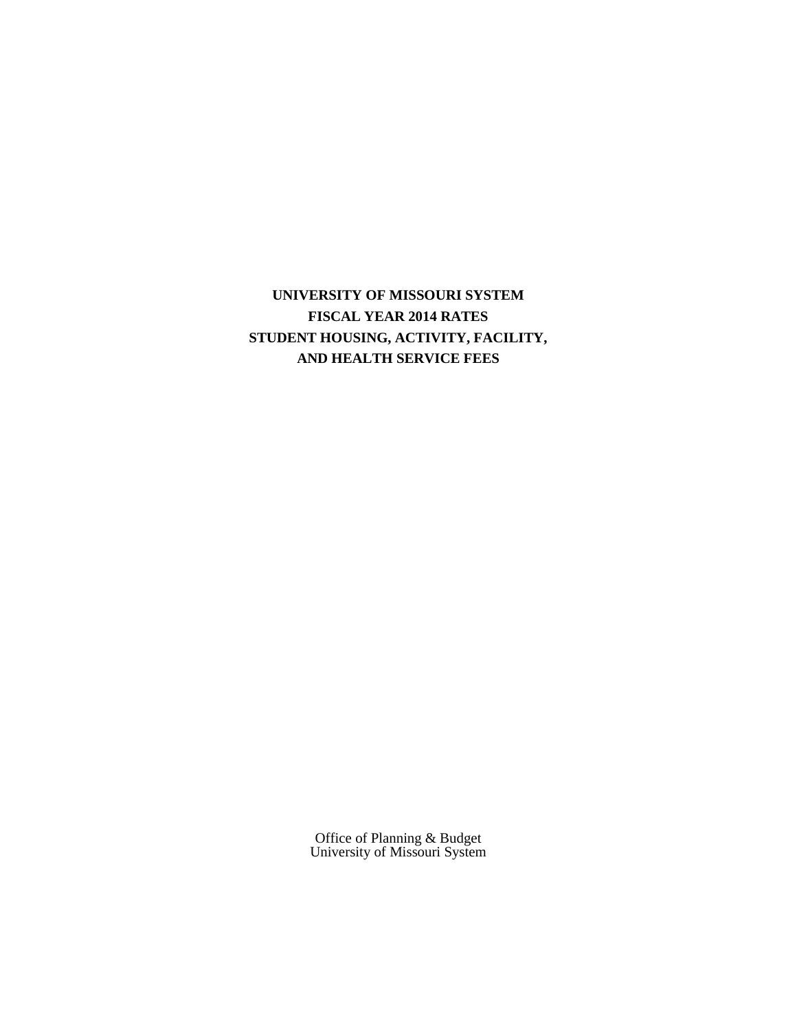# UNIVERSITY OF MISSOURI SYSTEM
# FISCAL YEAR 2014 RATES
# STUDENT HOUSING, ACTIVITY, FACILITY, AND HEALTH SERVICE FEES

Office of Planning & Budget
University of Missouri System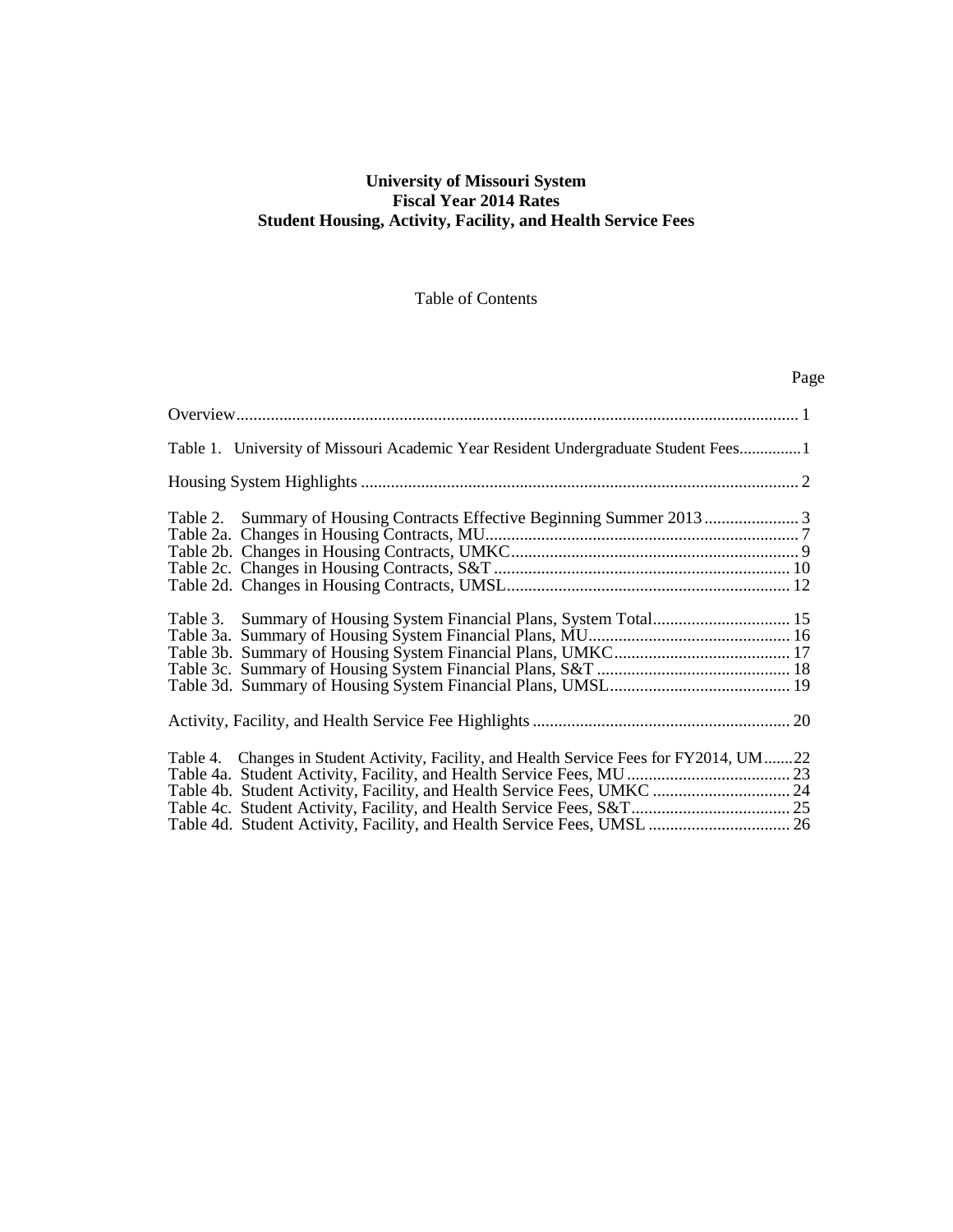**University of Missouri System**
**Fiscal Year 2014 Rates**
**Student Housing, Activity, Facility, and Health Service Fees**

Table of Contents

| | Page |
|---|---|
| Overview | 1 |
| Table 1. University of Missouri Academic Year Resident Undergraduate Student Fees | 1 |
| Housing System Highlights | 2 |
| Table 2. Summary of Housing Contracts Effective Beginning Summer 2013 | 3 |
| Table 2a. Changes in Housing Contracts, MU | 7 |
| Table 2b. Changes in Housing Contracts, UMKC | 9 |
| Table 2c. Changes in Housing Contracts, S&T | 10 |
| Table 2d. Changes in Housing Contracts, UMSL | 12 |
| Table 3. Summary of Housing System Financial Plans, System Total | 15 |
| Table 3a. Summary of Housing System Financial Plans, MU | 16 |
| Table 3b. Summary of Housing System Financial Plans, UMKC | 17 |
| Table 3c. Summary of Housing System Financial Plans, S&T | 18 |
| Table 3d. Summary of Housing System Financial Plans, UMSL | 19 |
| Activity, Facility, and Health Service Fee Highlights | 20 |
| Table 4. Changes in Student Activity, Facility, and Health Service Fees for FY2014, UM | 22 |
| Table 4a. Student Activity, Facility, and Health Service Fees, MU | 23 |
| Table 4b. Student Activity, Facility, and Health Service Fees, UMKC | 24 |
| Table 4c. Student Activity, Facility, and Health Service Fees, S&T | 25 |
| Table 4d. Student Activity, Facility, and Health Service Fees, UMSL | 26 |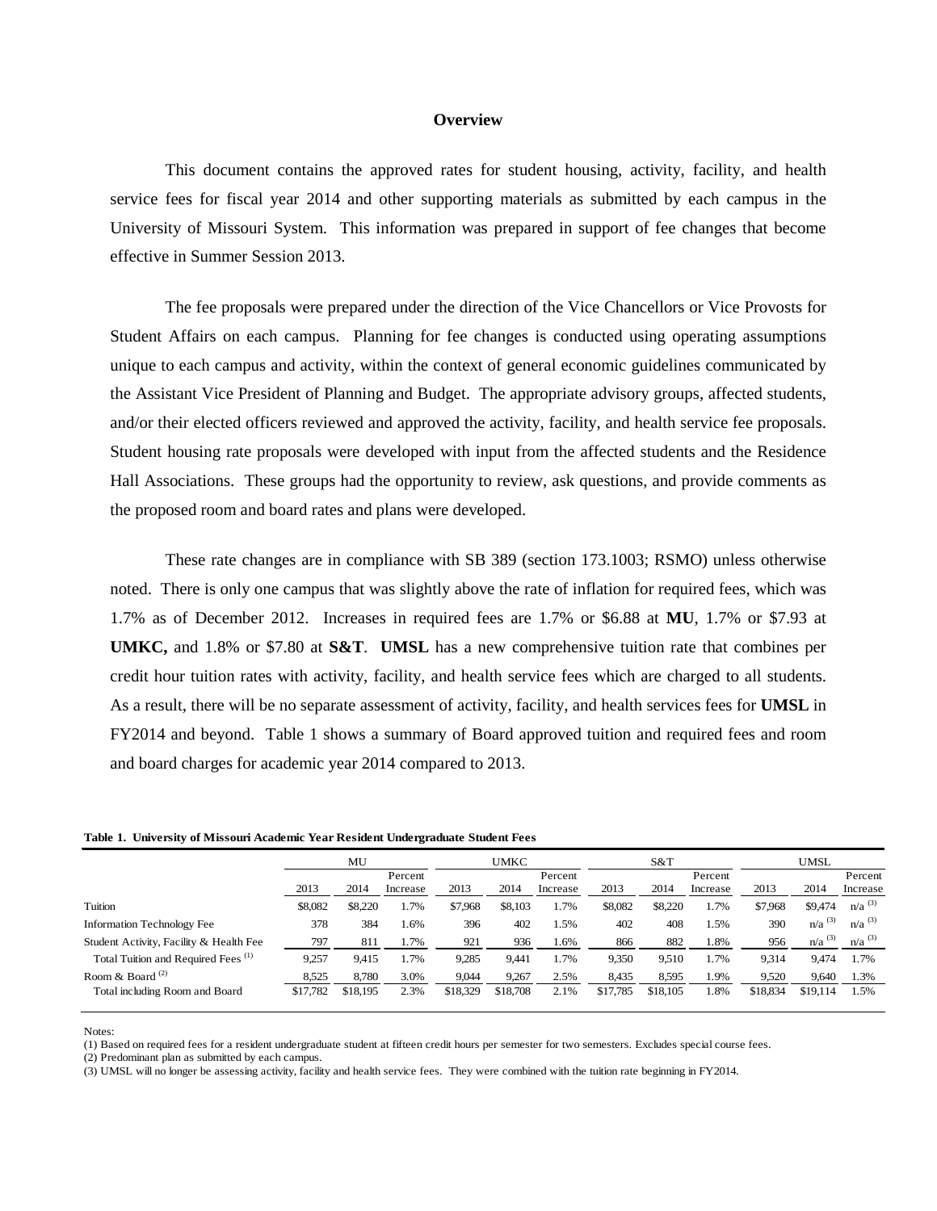## Overview

This document contains the approved rates for student housing, activity, facility, and health service fees for fiscal year 2014 and other supporting materials as submitted by each campus in the University of Missouri System. This information was prepared in support of fee changes that become effective in Summer Session 2013.

The fee proposals were prepared under the direction of the Vice Chancellors or Vice Provosts for Student Affairs on each campus. Planning for fee changes is conducted using operating assumptions unique to each campus and activity, within the context of general economic guidelines communicated by the Assistant Vice President of Planning and Budget. The appropriate advisory groups, affected students, and/or their elected officers reviewed and approved the activity, facility, and health service fee proposals. Student housing rate proposals were developed with input from the affected students and the Residence Hall Associations. These groups had the opportunity to review, ask questions, and provide comments as the proposed room and board rates and plans were developed.

These rate changes are in compliance with SB 389 (section 173.1003; RSMO) unless otherwise noted. There is only one campus that was slightly above the rate of inflation for required fees, which was 1.7% as of December 2012. Increases in required fees are 1.7% or $6.88 at **MU**, 1.7% or $7.93 at **UMKC,** and 1.8% or $7.80 at **S&T**. **UMSL** has a new comprehensive tuition rate that combines per credit hour tuition rates with activity, facility, and health service fees which are charged to all students. As a result, there will be no separate assessment of activity, facility, and health services fees for **UMSL** in FY2014 and beyond. Table 1 shows a summary of Board approved tuition and required fees and room and board charges for academic year 2014 compared to 2013.

**Table 1. University of Missouri Academic Year Resident Undergraduate Student Fees**

| | MU | | | UMKC | | | S&T | | | UMSL | | |
|---|---|---|---|---|---|---|---|---|---|---|---|---|
| | 2013 | 2014 | Percent Increase | 2013 | 2014 | Percent Increase | 2013 | 2014 | Percent Increase | 2013 | 2014 | Percent Increase |
| Tuition | $8,082 | $8,220 | 1.7% | $7,968 | $8,103 | 1.7% | $8,082 | $8,220 | 1.7% | $7,968 | $9,474 | n/a [3] |
| Information Technology Fee | 378 | 384 | 1.6% | 396 | 402 | 1.5% | 402 | 408 | 1.5% | 390 | n/a [3] | n/a [3] |
| Student Activity, Facility & Health Fee | 797 | 811 | 1.7% | 921 | 936 | 1.6% | 866 | 882 | 1.8% | 956 | n/a [3] | n/a [3] |
| Total Tuition and Required Fees [1] | 9,257 | 9,415 | 1.7% | 9,285 | 9,441 | 1.7% | 9,350 | 9,510 | 1.7% | 9,314 | 9,474 | 1.7% |
| Room & Board [2] | 8,525 | 8,780 | 3.0% | 9,044 | 9,267 | 2.5% | 8,435 | 8,595 | 1.9% | 9,520 | 9,640 | 1.3% |
| Total including Room and Board | $17,782 | $18,195 | 2.3% | $18,329 | $18,708 | 2.1% | $17,785 | $18,105 | 1.8% | $18,834 | $19,114 | 1.5% |

Notes:

(1) Based on required fees for a resident undergraduate student at fifteen credit hours per semester for two semesters. Excludes special course fees.

(2) Predominant plan as submitted by each campus.

(3) UMSL will no longer be assessing activity, facility and health service fees. They were combined with the tuition rate beginning in FY2014.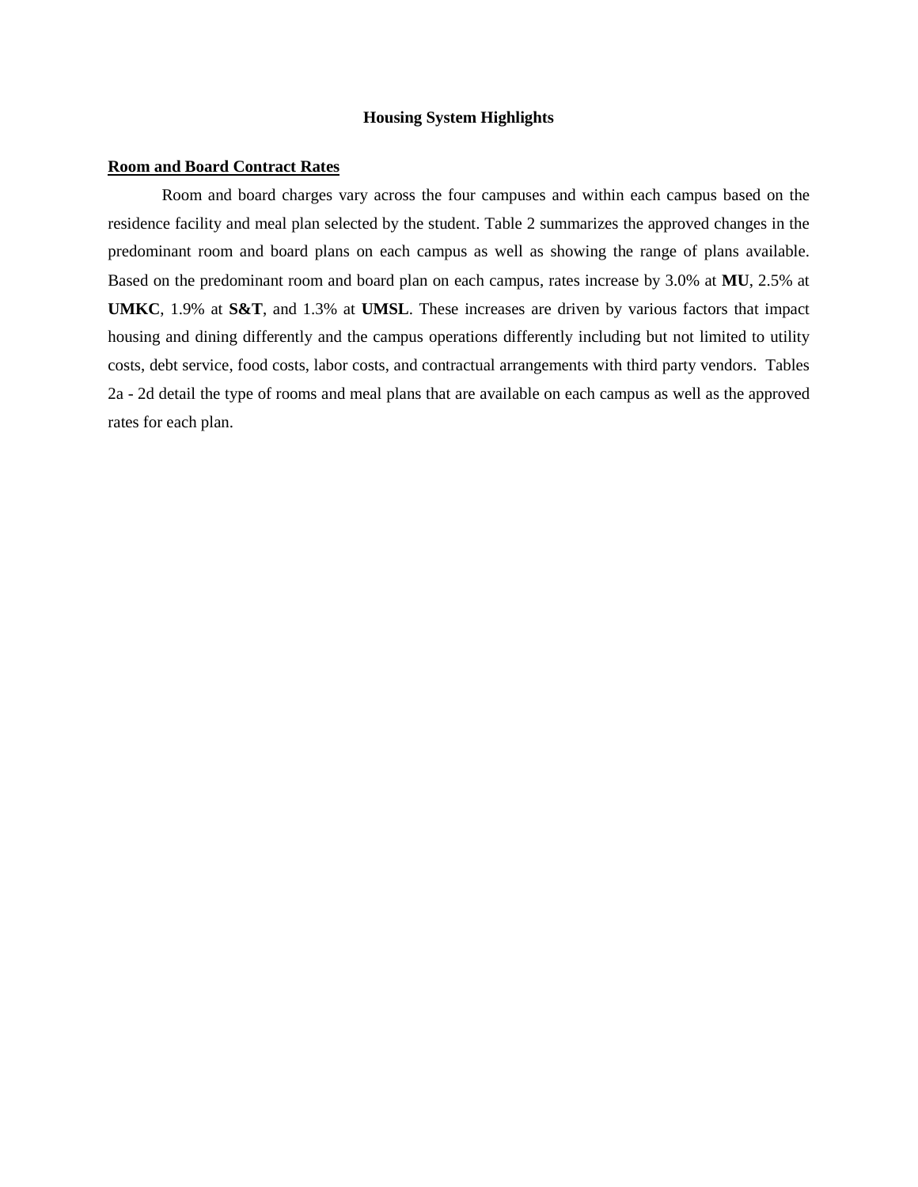# Housing System Highlights

## Room and Board Contract Rates

Room and board charges vary across the four campuses and within each campus based on the residence facility and meal plan selected by the student. Table 2 summarizes the approved changes in the predominant room and board plans on each campus as well as showing the range of plans available. Based on the predominant room and board plan on each campus, rates increase by 3.0% at **MU**, 2.5% at **UMKC**, 1.9% at **S&T**, and 1.3% at **UMSL**. These increases are driven by various factors that impact housing and dining differently and the campus operations differently including but not limited to utility costs, debt service, food costs, labor costs, and contractual arrangements with third party vendors. Tables 2a - 2d detail the type of rooms and meal plans that are available on each campus as well as the approved rates for each plan.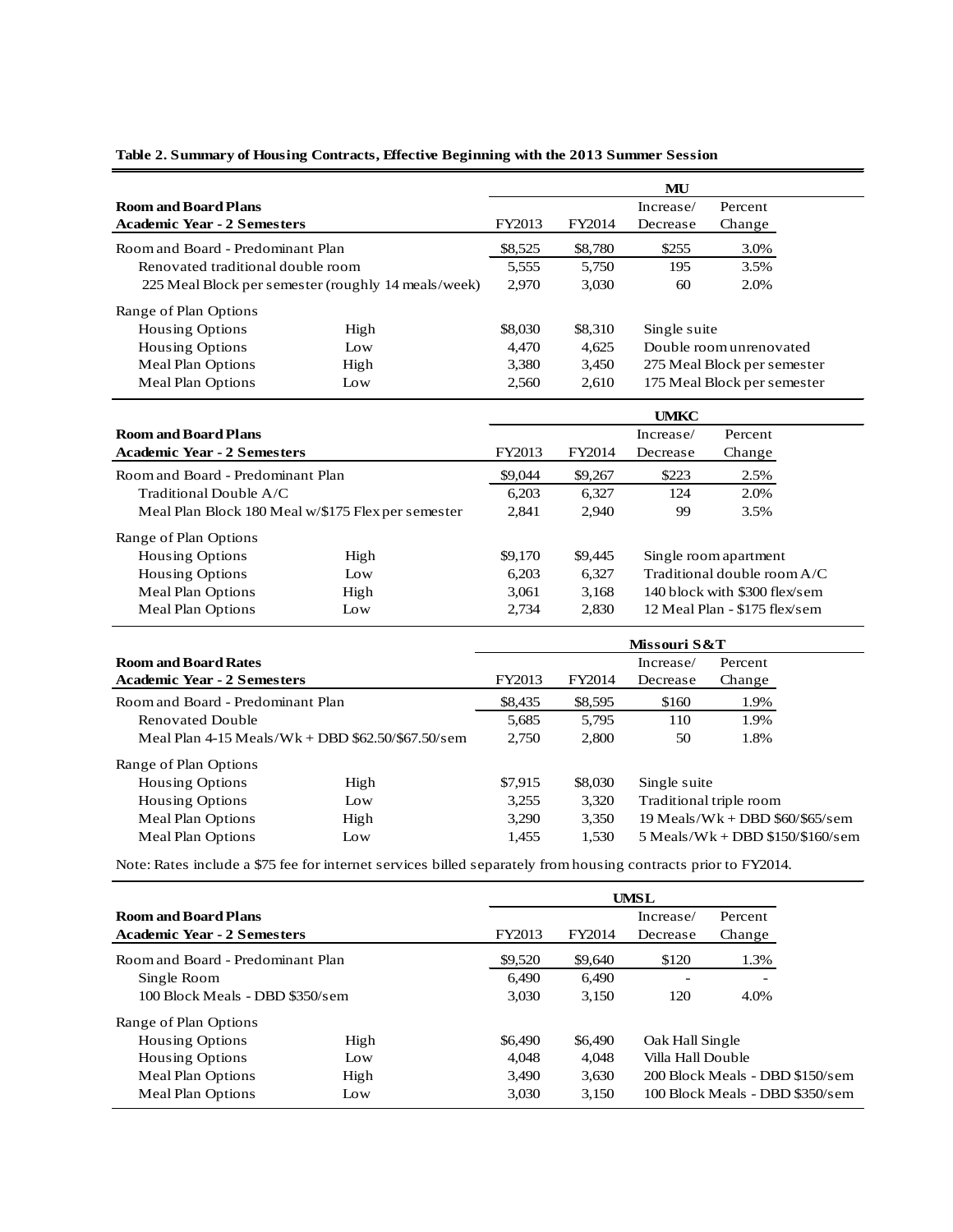**Table 2. Summary of Housing Contracts, Effective Beginning with the 2013 Summer Session**

| Room and Board Plans<br>Academic Year - 2 Semesters | | FY2013 | FY2014 | Increase/<br>Decrease | Percent<br>Change |
|---|---|---|---|---|---|
| | | **MU** | | | |
| Room and Board - Predominant Plan | | $8,525 | $8,780 | $255 | 3.0% |
| Renovated traditional double room | | 5,555 | 5,750 | 195 | 3.5% |
| 225 Meal Block per semester (roughly 14 meals/week) | | 2,970 | 3,030 | 60 | 2.0% |
| Range of Plan Options | | | | | |
| Housing Options | High | $8,030 | $8,310 | Single suite | |
| Housing Options | Low | 4,470 | 4,625 | Double room unrenovated | |
| Meal Plan Options | High | 3,380 | 3,450 | 275 Meal Block per semester | |
| Meal Plan Options | Low | 2,560 | 2,610 | 175 Meal Block per semester | |

| Room and Board Plans<br>Academic Year - 2 Semesters | | FY2013 | FY2014 | Increase/<br>Decrease | Percent<br>Change |
|---|---|---|---|---|---|
| | | **UMKC** | | | |
| Room and Board - Predominant Plan | | $9,044 | $9,267 | $223 | 2.5% |
| Traditional Double A/C | | 6,203 | 6,327 | 124 | 2.0% |
| Meal Plan Block 180 Meal w/$175 Flex per semester | | 2,841 | 2,940 | 99 | 3.5% |
| Range of Plan Options | | | | | |
| Housing Options | High | $9,170 | $9,445 | Single room apartment | |
| Housing Options | Low | 6,203 | 6,327 | Traditional double room A/C | |
| Meal Plan Options | High | 3,061 | 3,168 | 140 block with $300 flex/sem | |
| Meal Plan Options | Low | 2,734 | 2,830 | 12 Meal Plan - $175 flex/sem | |

| Room and Board Rates<br>Academic Year - 2 Semesters | | FY2013 | FY2014 | Increase/<br>Decrease | Percent<br>Change |
|---|---|---|---|---|---|
| | | **Missouri S&T** | | | |
| Room and Board - Predominant Plan | | $8,435 | $8,595 | $160 | 1.9% |
| Renovated Double | | 5,685 | 5,795 | 110 | 1.9% |
| Meal Plan 4-15 Meals/Wk + DBD $62.50/$67.50/sem | | 2,750 | 2,800 | 50 | 1.8% |
| Range of Plan Options | | | | | |
| Housing Options | High | $7,915 | $8,030 | Single suite | |
| Housing Options | Low | 3,255 | 3,320 | Traditional triple room | |
| Meal Plan Options | High | 3,290 | 3,350 | 19 Meals/Wk + DBD $60/$65/sem | |
| Meal Plan Options | Low | 1,455 | 1,530 | 5 Meals/Wk + DBD $150/$160/sem | |

Note: Rates include a $75 fee for internet services billed separately from housing contracts prior to FY2014.

| Room and Board Plans<br>Academic Year - 2 Semesters | | FY2013 | FY2014 | Increase/<br>Decrease | Percent<br>Change |
|---|---|---|---|---|---|
| | | **UMSL** | | | |
| Room and Board - Predominant Plan | | $9,520 | $9,640 | $120 | 1.3% |
| Single Room | | 6,490 | 6,490 | - | - |
| 100 Block Meals - DBD $350/sem | | 3,030 | 3,150 | 120 | 4.0% |
| Range of Plan Options | | | | | |
| Housing Options | High | $6,490 | $6,490 | Oak Hall Single | |
| Housing Options | Low | 4,048 | 4,048 | Villa Hall Double | |
| Meal Plan Options | High | 3,490 | 3,630 | 200 Block Meals - DBD $150/sem | |
| Meal Plan Options | Low | 3,030 | 3,150 | 100 Block Meals - DBD $350/sem | |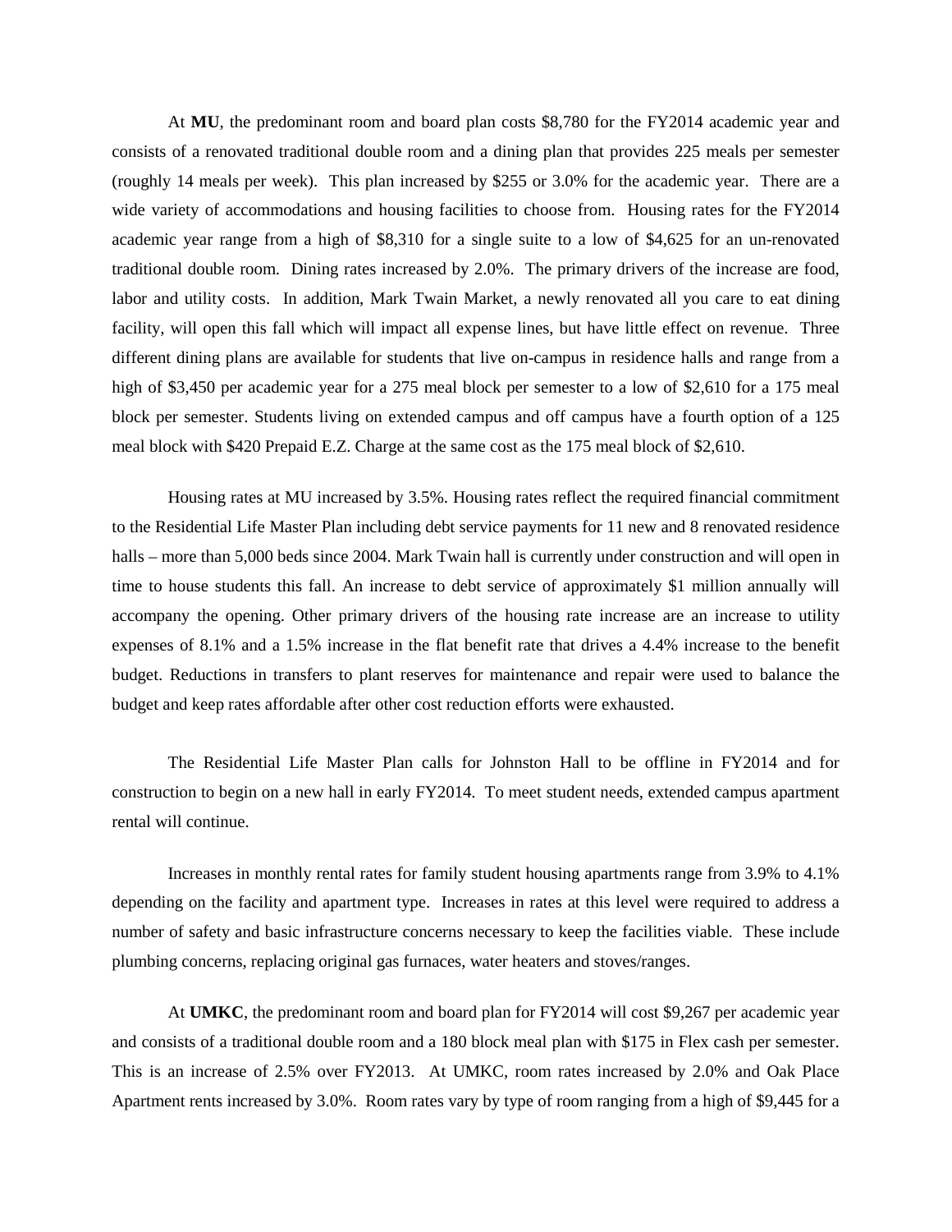At **MU**, the predominant room and board plan costs $8,780 for the FY2014 academic year and consists of a renovated traditional double room and a dining plan that provides 225 meals per semester (roughly 14 meals per week). This plan increased by $255 or 3.0% for the academic year. There are a wide variety of accommodations and housing facilities to choose from. Housing rates for the FY2014 academic year range from a high of $8,310 for a single suite to a low of $4,625 for an un-renovated traditional double room. Dining rates increased by 2.0%. The primary drivers of the increase are food, labor and utility costs. In addition, Mark Twain Market, a newly renovated all you care to eat dining facility, will open this fall which will impact all expense lines, but have little effect on revenue. Three different dining plans are available for students that live on-campus in residence halls and range from a high of $3,450 per academic year for a 275 meal block per semester to a low of $2,610 for a 175 meal block per semester. Students living on extended campus and off campus have a fourth option of a 125 meal block with $420 Prepaid E.Z. Charge at the same cost as the 175 meal block of $2,610.

Housing rates at MU increased by 3.5%. Housing rates reflect the required financial commitment to the Residential Life Master Plan including debt service payments for 11 new and 8 renovated residence halls – more than 5,000 beds since 2004. Mark Twain hall is currently under construction and will open in time to house students this fall. An increase to debt service of approximately $1 million annually will accompany the opening. Other primary drivers of the housing rate increase are an increase to utility expenses of 8.1% and a 1.5% increase in the flat benefit rate that drives a 4.4% increase to the benefit budget. Reductions in transfers to plant reserves for maintenance and repair were used to balance the budget and keep rates affordable after other cost reduction efforts were exhausted.

The Residential Life Master Plan calls for Johnston Hall to be offline in FY2014 and for construction to begin on a new hall in early FY2014. To meet student needs, extended campus apartment rental will continue.

Increases in monthly rental rates for family student housing apartments range from 3.9% to 4.1% depending on the facility and apartment type. Increases in rates at this level were required to address a number of safety and basic infrastructure concerns necessary to keep the facilities viable. These include plumbing concerns, replacing original gas furnaces, water heaters and stoves/ranges.

At **UMKC**, the predominant room and board plan for FY2014 will cost $9,267 per academic year and consists of a traditional double room and a 180 block meal plan with $175 in Flex cash per semester. This is an increase of 2.5% over FY2013. At UMKC, room rates increased by 2.0% and Oak Place Apartment rents increased by 3.0%. Room rates vary by type of room ranging from a high of $9,445 for a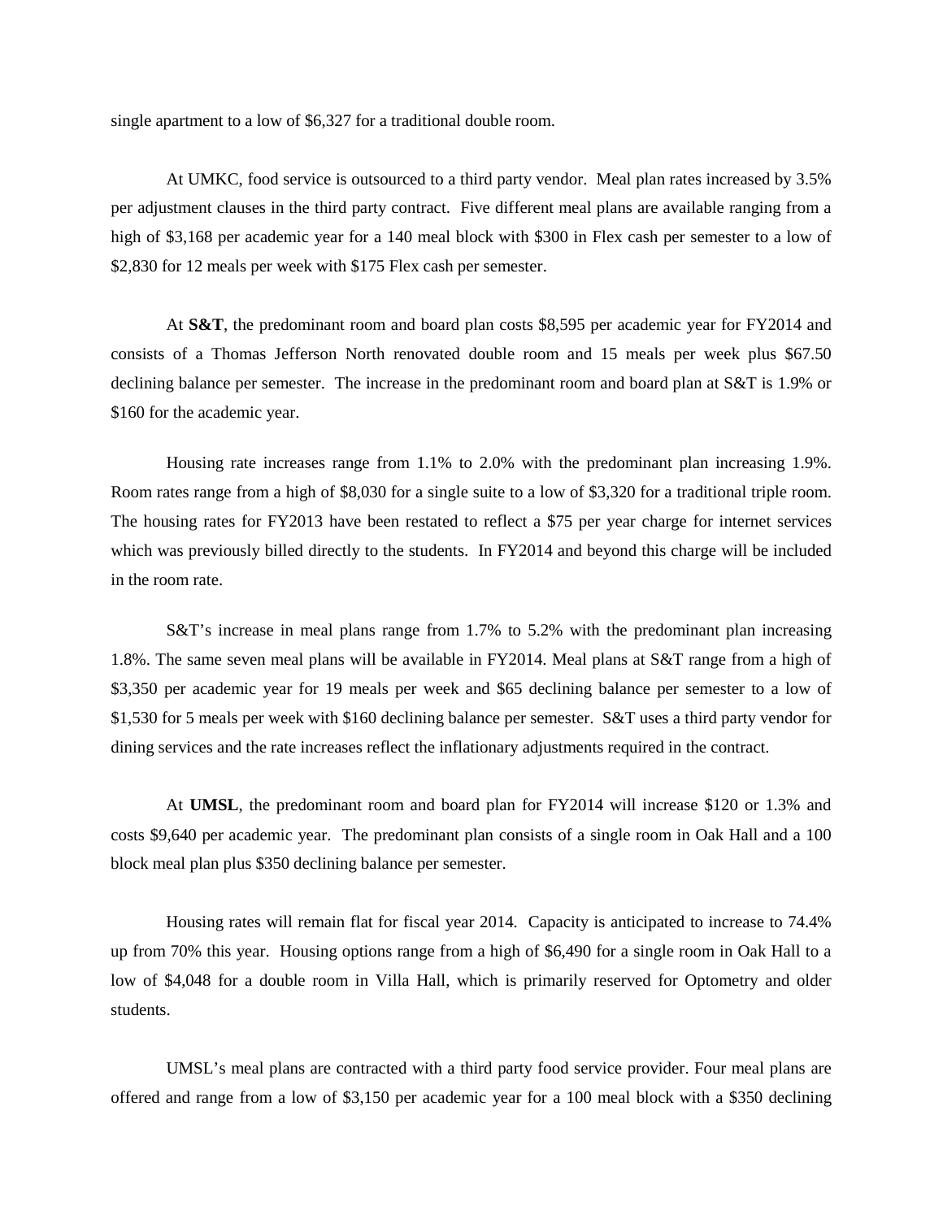single apartment to a low of $6,327 for a traditional double room.

At UMKC, food service is outsourced to a third party vendor. Meal plan rates increased by 3.5% per adjustment clauses in the third party contract. Five different meal plans are available ranging from a high of $3,168 per academic year for a 140 meal block with $300 in Flex cash per semester to a low of $2,830 for 12 meals per week with $175 Flex cash per semester.

At **S&T**, the predominant room and board plan costs $8,595 per academic year for FY2014 and consists of a Thomas Jefferson North renovated double room and 15 meals per week plus $67.50 declining balance per semester. The increase in the predominant room and board plan at S&T is 1.9% or $160 for the academic year.

Housing rate increases range from 1.1% to 2.0% with the predominant plan increasing 1.9%. Room rates range from a high of $8,030 for a single suite to a low of $3,320 for a traditional triple room. The housing rates for FY2013 have been restated to reflect a $75 per year charge for internet services which was previously billed directly to the students. In FY2014 and beyond this charge will be included in the room rate.

S&T's increase in meal plans range from 1.7% to 5.2% with the predominant plan increasing 1.8%. The same seven meal plans will be available in FY2014. Meal plans at S&T range from a high of $3,350 per academic year for 19 meals per week and $65 declining balance per semester to a low of $1,530 for 5 meals per week with $160 declining balance per semester. S&T uses a third party vendor for dining services and the rate increases reflect the inflationary adjustments required in the contract.

At **UMSL**, the predominant room and board plan for FY2014 will increase $120 or 1.3% and costs $9,640 per academic year. The predominant plan consists of a single room in Oak Hall and a 100 block meal plan plus $350 declining balance per semester.

Housing rates will remain flat for fiscal year 2014. Capacity is anticipated to increase to 74.4% up from 70% this year. Housing options range from a high of $6,490 for a single room in Oak Hall to a low of $4,048 for a double room in Villa Hall, which is primarily reserved for Optometry and older students.

UMSL's meal plans are contracted with a third party food service provider. Four meal plans are offered and range from a low of $3,150 per academic year for a 100 meal block with a $350 declining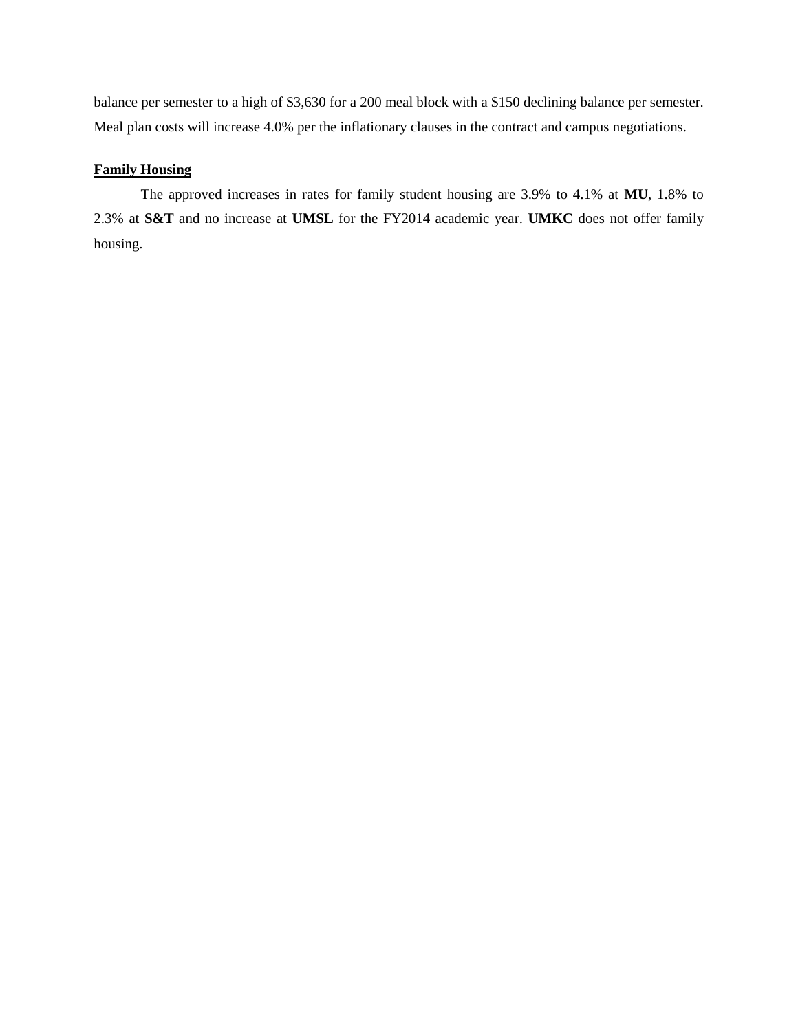balance per semester to a high of $3,630 for a 200 meal block with a $150 declining balance per semester. Meal plan costs will increase 4.0% per the inflationary clauses in the contract and campus negotiations.

**Family Housing**

The approved increases in rates for family student housing are 3.9% to 4.1% at **MU**, 1.8% to 2.3% at **S&T** and no increase at **UMSL** for the FY2014 academic year. **UMKC** does not offer family housing.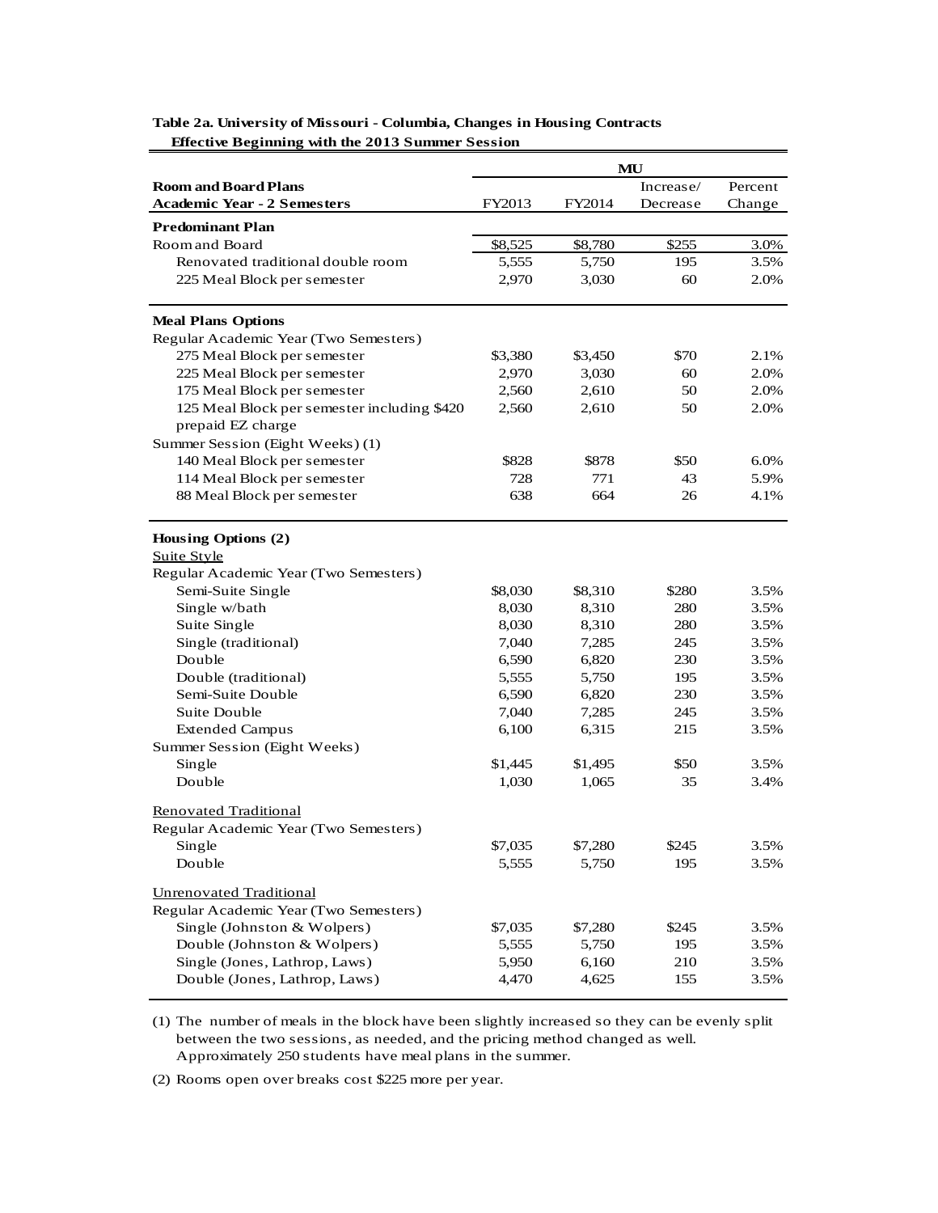**Table 2a. University of Missouri - Columbia, Changes in Housing Contracts**
**Effective Beginning with the 2013 Summer Session**

| | MU | | | |
|---|---|---|---|---|
| **Room and Board Plans Academic Year - 2 Semesters** | FY2013 | FY2014 | Increase/ Decrease | Percent Change |
| **Predominant Plan** | | | | |
| Room and Board | $8,525 | $8,780 | $255 | 3.0% |
| Renovated traditional double room | 5,555 | 5,750 | 195 | 3.5% |
| 225 Meal Block per semester | 2,970 | 3,030 | 60 | 2.0% |
| **Meal Plans Options** | | | | |
| Regular Academic Year (Two Semesters) | | | | |
| 275 Meal Block per semester | $3,380 | $3,450 | $70 | 2.1% |
| 225 Meal Block per semester | 2,970 | 3,030 | 60 | 2.0% |
| 175 Meal Block per semester | 2,560 | 2,610 | 50 | 2.0% |
| 125 Meal Block per semester including $420 prepaid EZ charge | 2,560 | 2,610 | 50 | 2.0% |
| Summer Session (Eight Weeks) (1) | | | | |
| 140 Meal Block per semester | $828 | $878 | $50 | 6.0% |
| 114 Meal Block per semester | 728 | 771 | 43 | 5.9% |
| 88 Meal Block per semester | 638 | 664 | 26 | 4.1% |
| **Housing Options (2)** | | | | |
| Suite Style | | | | |
| Regular Academic Year (Two Semesters) | | | | |
| Semi-Suite Single | $8,030 | $8,310 | $280 | 3.5% |
| Single w/bath | 8,030 | 8,310 | 280 | 3.5% |
| Suite Single | 8,030 | 8,310 | 280 | 3.5% |
| Single (traditional) | 7,040 | 7,285 | 245 | 3.5% |
| Double | 6,590 | 6,820 | 230 | 3.5% |
| Double (traditional) | 5,555 | 5,750 | 195 | 3.5% |
| Semi-Suite Double | 6,590 | 6,820 | 230 | 3.5% |
| Suite Double | 7,040 | 7,285 | 245 | 3.5% |
| Extended Campus | 6,100 | 6,315 | 215 | 3.5% |
| Summer Session (Eight Weeks) | | | | |
| Single | $1,445 | $1,495 | $50 | 3.5% |
| Double | 1,030 | 1,065 | 35 | 3.4% |
| Renovated Traditional | | | | |
| Regular Academic Year (Two Semesters) | | | | |
| Single | $7,035 | $7,280 | $245 | 3.5% |
| Double | 5,555 | 5,750 | 195 | 3.5% |
| Unrenovated Traditional | | | | |
| Regular Academic Year (Two Semesters) | | | | |
| Single (Johnston & Wolpers) | $7,035 | $7,280 | $245 | 3.5% |
| Double (Johnston & Wolpers) | 5,555 | 5,750 | 195 | 3.5% |
| Single (Jones, Lathrop, Laws) | 5,950 | 6,160 | 210 | 3.5% |
| Double (Jones, Lathrop, Laws) | 4,470 | 4,625 | 155 | 3.5% |

(1) The number of meals in the block have been slightly increased so they can be evenly split between the two sessions, as needed, and the pricing method changed as well. Approximately 250 students have meal plans in the summer.

(2) Rooms open over breaks cost $225 more per year.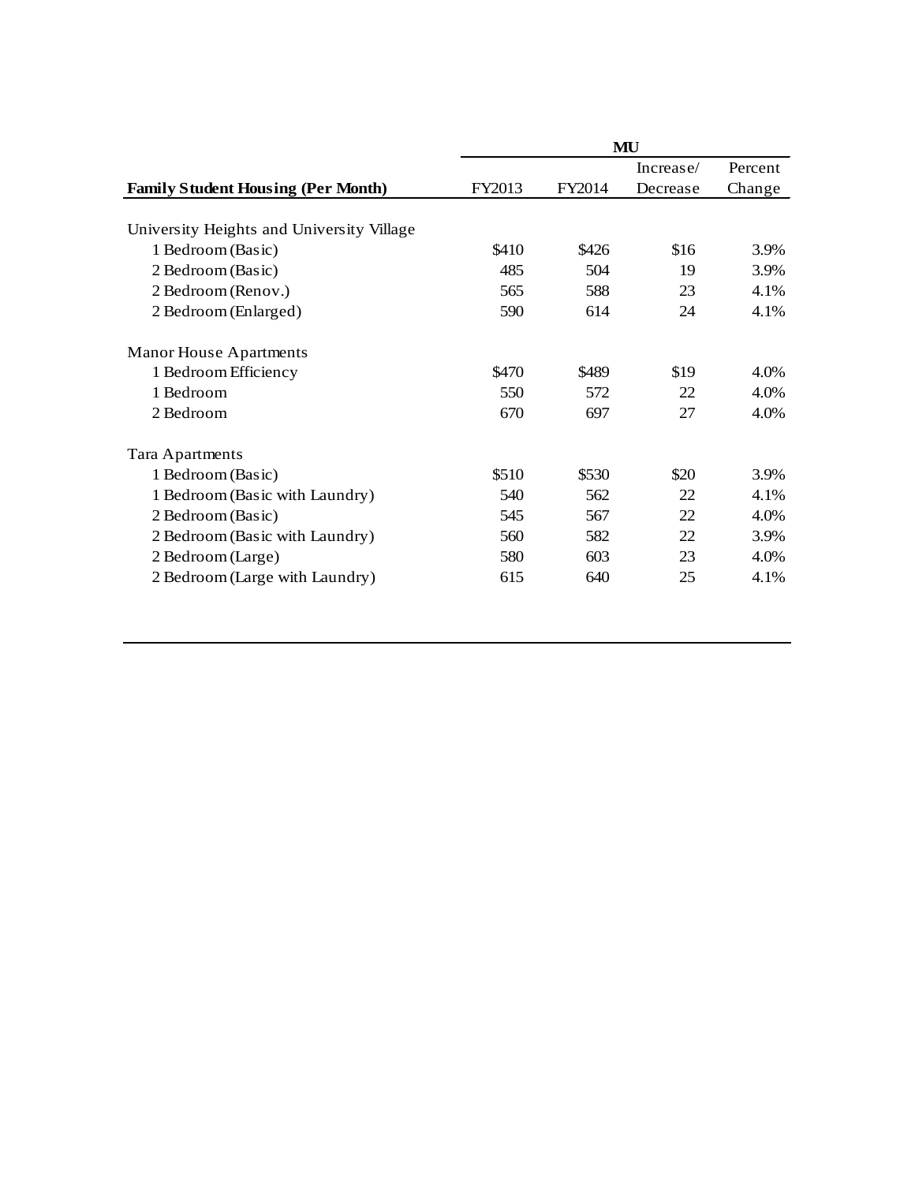| Family Student Housing (Per Month) | MU | | | |
|---|---|---|---|---|
| | FY2013 | FY2014 | Increase/ Decrease | Percent Change |
| University Heights and University Village | | | | |
| 1 Bedroom (Basic) | $410 | $426 | $16 | 3.9% |
| 2 Bedroom (Basic) | 485 | 504 | 19 | 3.9% |
| 2 Bedroom (Renov.) | 565 | 588 | 23 | 4.1% |
| 2 Bedroom (Enlarged) | 590 | 614 | 24 | 4.1% |
| Manor House Apartments | | | | |
| 1 Bedroom Efficiency | $470 | $489 | $19 | 4.0% |
| 1 Bedroom | 550 | 572 | 22 | 4.0% |
| 2 Bedroom | 670 | 697 | 27 | 4.0% |
| Tara Apartments | | | | |
| 1 Bedroom (Basic) | $510 | $530 | $20 | 3.9% |
| 1 Bedroom (Basic with Laundry) | 540 | 562 | 22 | 4.1% |
| 2 Bedroom (Basic) | 545 | 567 | 22 | 4.0% |
| 2 Bedroom (Basic with Laundry) | 560 | 582 | 22 | 3.9% |
| 2 Bedroom (Large) | 580 | 603 | 23 | 4.0% |
| 2 Bedroom (Large with Laundry) | 615 | 640 | 25 | 4.1% |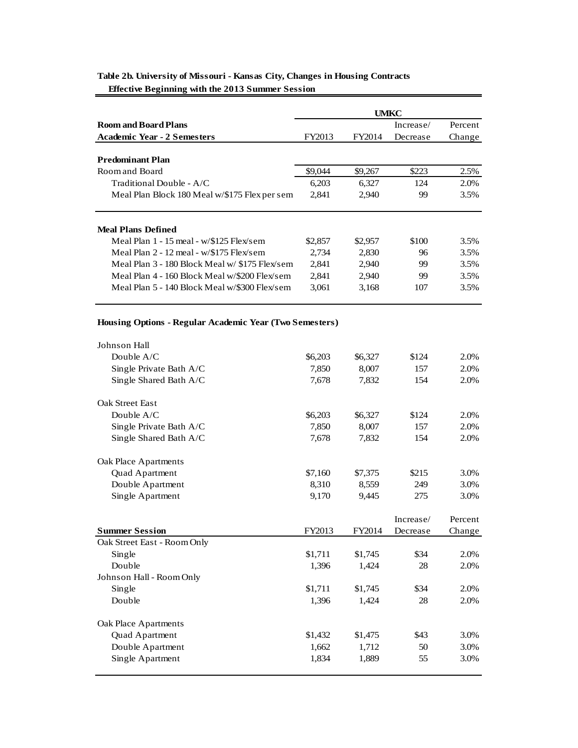**Table 2b. University of Missouri - Kansas City, Changes in Housing Contracts**
**Effective Beginning with the 2013 Summer Session**

| | UMKC | | | |
|---|---|---|---|---|
| **Room and Board Plans** | | | Increase/ | Percent |
| **Academic Year - 2 Semesters** | FY2013 | FY2014 | Decrease | Change |
| **Predominant Plan** | | | | |
| Room and Board | $9,044 | $9,267 | $223 | 2.5% |
| Traditional Double - A/C | 6,203 | 6,327 | 124 | 2.0% |
| Meal Plan Block 180 Meal w/$175 Flex per sem | 2,841 | 2,940 | 99 | 3.5% |
| **Meal Plans Defined** | | | | |
| Meal Plan 1 - 15 meal - w/$125 Flex/sem | $2,857 | $2,957 | $100 | 3.5% |
| Meal Plan 2 - 12 meal - w/$175 Flex/sem | 2,734 | 2,830 | 96 | 3.5% |
| Meal Plan 3 - 180 Block Meal w/ $175 Flex/sem | 2,841 | 2,940 | 99 | 3.5% |
| Meal Plan 4 - 160 Block Meal w/$200 Flex/sem | 2,841 | 2,940 | 99 | 3.5% |
| Meal Plan 5 - 140 Block Meal w/$300 Flex/sem | 3,061 | 3,168 | 107 | 3.5% |
| **Housing Options - Regular Academic Year (Two Semesters)** | | | | |
| Johnson Hall | | | | |
| Double A/C | $6,203 | $6,327 | $124 | 2.0% |
| Single Private Bath A/C | 7,850 | 8,007 | 157 | 2.0% |
| Single Shared Bath A/C | 7,678 | 7,832 | 154 | 2.0% |
| Oak Street East | | | | |
| Double A/C | $6,203 | $6,327 | $124 | 2.0% |
| Single Private Bath A/C | 7,850 | 8,007 | 157 | 2.0% |
| Single Shared Bath A/C | 7,678 | 7,832 | 154 | 2.0% |
| Oak Place Apartments | | | | |
| Quad Apartment | $7,160 | $7,375 | $215 | 3.0% |
| Double Apartment | 8,310 | 8,559 | 249 | 3.0% |
| Single Apartment | 9,170 | 9,445 | 275 | 3.0% |

| **Summer Session** | FY2013 | FY2014 | Increase/ Decrease | Percent Change |
|---|---|---|---|---|
| Oak Street East - Room Only | | | | |
| Single | $1,711 | $1,745 | $34 | 2.0% |
| Double | 1,396 | 1,424 | 28 | 2.0% |
| Johnson Hall - Room Only | | | | |
| Single | $1,711 | $1,745 | $34 | 2.0% |
| Double | 1,396 | 1,424 | 28 | 2.0% |
| Oak Place Apartments | | | | |
| Quad Apartment | $1,432 | $1,475 | $43 | 3.0% |
| Double Apartment | 1,662 | 1,712 | 50 | 3.0% |
| Single Apartment | 1,834 | 1,889 | 55 | 3.0% |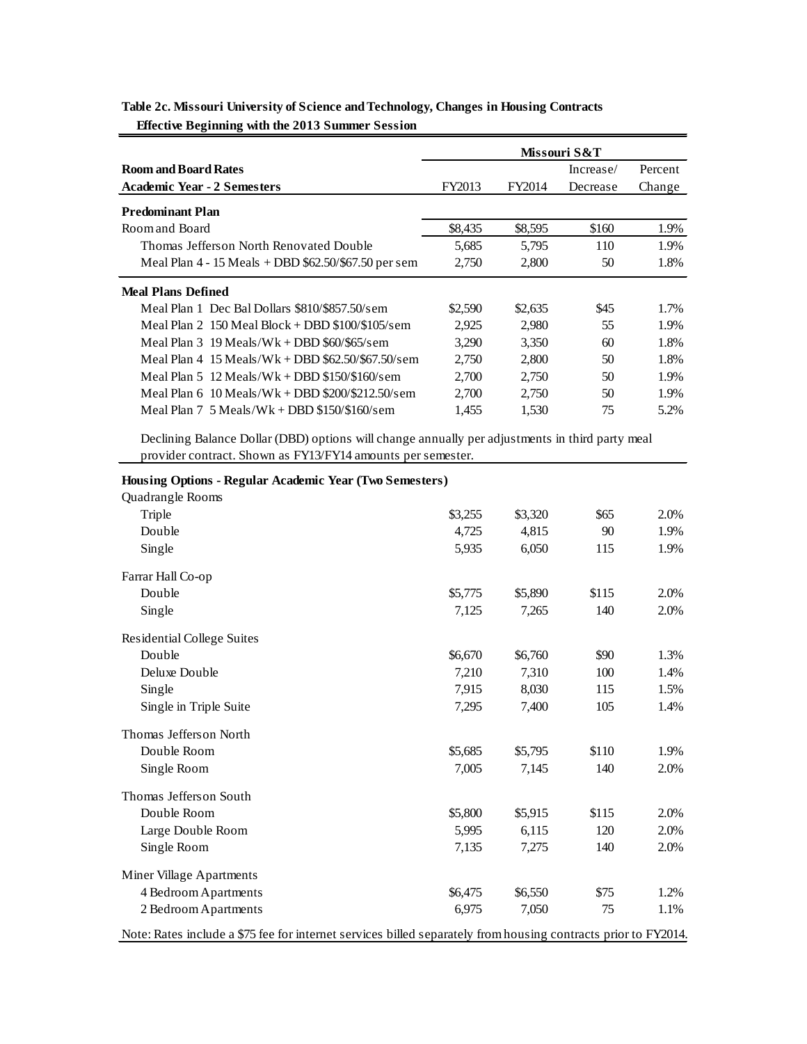**Table 2c. Missouri University of Science and Technology, Changes in Housing Contracts**
**Effective Beginning with the 2013 Summer Session**

| | Missouri S&T | | | |
|---|---|---|---|---|
| **Room and Board Rates** | | | Increase/ | Percent |
| **Academic Year - 2 Semesters** | FY2013 | FY2014 | Decrease | Change |
| **Predominant Plan** | | | | |
| Room and Board | $8,435 | $8,595 | $160 | 1.9% |
| Thomas Jefferson North Renovated Double | 5,685 | 5,795 | 110 | 1.9% |
| Meal Plan 4 - 15 Meals + DBD $62.50/$67.50 per sem | 2,750 | 2,800 | 50 | 1.8% |
| **Meal Plans Defined** | | | | |
| Meal Plan 1 Dec Bal Dollars $810/$857.50/sem | $2,590 | $2,635 | $45 | 1.7% |
| Meal Plan 2 150 Meal Block + DBD $100/$105/sem | 2,925 | 2,980 | 55 | 1.9% |
| Meal Plan 3 19 Meals/Wk + DBD $60/$65/sem | 3,290 | 3,350 | 60 | 1.8% |
| Meal Plan 4 15 Meals/Wk + DBD $62.50/$67.50/sem | 2,750 | 2,800 | 50 | 1.8% |
| Meal Plan 5 12 Meals/Wk + DBD $150/$160/sem | 2,700 | 2,750 | 50 | 1.9% |
| Meal Plan 6 10 Meals/Wk + DBD $200/$212.50/sem | 2,700 | 2,750 | 50 | 1.9% |
| Meal Plan 7 5 Meals/Wk + DBD $150/$160/sem | 1,455 | 1,530 | 75 | 5.2% |

Declining Balance Dollar (DBD) options will change annually per adjustments in third party meal provider contract. Shown as FY13/FY14 amounts per semester.

| **Housing Options - Regular Academic Year (Two Semesters)** | FY2013 | FY2014 | Increase/ Decrease | Percent Change |
|---|---|---|---|---|
| Quadrangle Rooms | | | | |
| Triple | $3,255 | $3,320 | $65 | 2.0% |
| Double | 4,725 | 4,815 | 90 | 1.9% |
| Single | 5,935 | 6,050 | 115 | 1.9% |
| Farrar Hall Co-op | | | | |
| Double | $5,775 | $5,890 | $115 | 2.0% |
| Single | 7,125 | 7,265 | 140 | 2.0% |
| Residential College Suites | | | | |
| Double | $6,670 | $6,760 | $90 | 1.3% |
| Deluxe Double | 7,210 | 7,310 | 100 | 1.4% |
| Single | 7,915 | 8,030 | 115 | 1.5% |
| Single in Triple Suite | 7,295 | 7,400 | 105 | 1.4% |
| Thomas Jefferson North | | | | |
| Double Room | $5,685 | $5,795 | $110 | 1.9% |
| Single Room | 7,005 | 7,145 | 140 | 2.0% |
| Thomas Jefferson South | | | | |
| Double Room | $5,800 | $5,915 | $115 | 2.0% |
| Large Double Room | 5,995 | 6,115 | 120 | 2.0% |
| Single Room | 7,135 | 7,275 | 140 | 2.0% |
| Miner Village Apartments | | | | |
| 4 Bedroom Apartments | $6,475 | $6,550 | $75 | 1.2% |
| 2 Bedroom Apartments | 6,975 | 7,050 | 75 | 1.1% |

Note: Rates include a $75 fee for internet services billed separately from housing contracts prior to FY2014.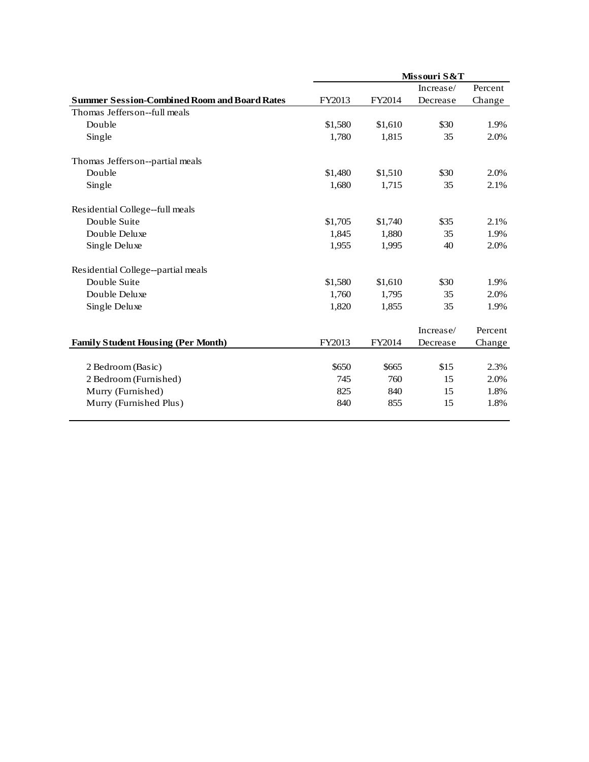| Summer Session-Combined Room and Board Rates | Missouri S&T | | | |
|---|---|---|---|---|
| | FY2013 | FY2014 | Increase/ Decrease | Percent Change |
| Thomas Jefferson--full meals | | | | |
| Double | $1,580 | $1,610 | $30 | 1.9% |
| Single | 1,780 | 1,815 | 35 | 2.0% |
| | | | | |
| Thomas Jefferson--partial meals | | | | |
| Double | $1,480 | $1,510 | $30 | 2.0% |
| Single | 1,680 | 1,715 | 35 | 2.1% |
| | | | | |
| Residential College--full meals | | | | |
| Double Suite | $1,705 | $1,740 | $35 | 2.1% |
| Double Deluxe | 1,845 | 1,880 | 35 | 1.9% |
| Single Deluxe | 1,955 | 1,995 | 40 | 2.0% |
| | | | | |
| Residential College--partial meals | | | | |
| Double Suite | $1,580 | $1,610 | $30 | 1.9% |
| Double Deluxe | 1,760 | 1,795 | 35 | 2.0% |
| Single Deluxe | 1,820 | 1,855 | 35 | 1.9% |

| Family Student Housing (Per Month) | FY2013 | FY2014 | Increase/ Decrease | Percent Change |
|---|---|---|---|---|
| 2 Bedroom (Basic) | $650 | $665 | $15 | 2.3% |
| 2 Bedroom (Furnished) | 745 | 760 | 15 | 2.0% |
| Murry (Furnished) | 825 | 840 | 15 | 1.8% |
| Murry (Furnished Plus) | 840 | 855 | 15 | 1.8% |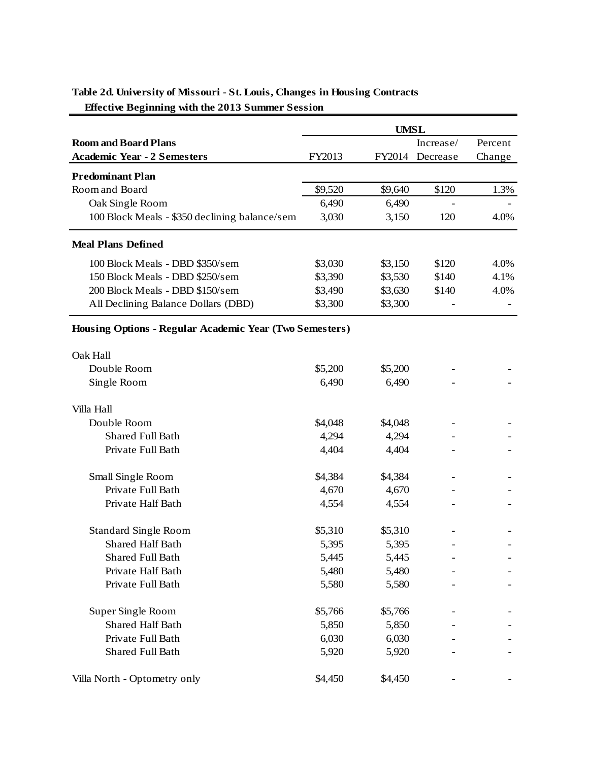**Table 2d. University of Missouri - St. Louis, Changes in Housing Contracts**
**Effective Beginning with the 2013 Summer Session**

| | UMSL | | | |
|---|---|---|---|---|
| **Room and Board Plans** | | | Increase/ | Percent |
| **Academic Year - 2 Semesters** | FY2013 | FY2014 | Decrease | Change |
| **Predominant Plan** | | | | |
| Room and Board | $9,520 | $9,640 | $120 | 1.3% |
| Oak Single Room | 6,490 | 6,490 | - | - |
| 100 Block Meals - $350 declining balance/sem | 3,030 | 3,150 | 120 | 4.0% |
| **Meal Plans Defined** | | | | |
| 100 Block Meals - DBD $350/sem | $3,030 | $3,150 | $120 | 4.0% |
| 150 Block Meals - DBD $250/sem | $3,390 | $3,530 | $140 | 4.1% |
| 200 Block Meals - DBD $150/sem | $3,490 | $3,630 | $140 | 4.0% |
| All Declining Balance Dollars (DBD) | $3,300 | $3,300 | - | - |
| **Housing Options - Regular Academic Year (Two Semesters)** | | | | |
| Oak Hall | | | | |
| Double Room | $5,200 | $5,200 | - | - |
| Single Room | 6,490 | 6,490 | - | - |
| Villa Hall | | | | |
| Double Room | $4,048 | $4,048 | - | - |
| Shared Full Bath | 4,294 | 4,294 | - | - |
| Private Full Bath | 4,404 | 4,404 | - | - |
| Small Single Room | $4,384 | $4,384 | - | - |
| Private Full Bath | 4,670 | 4,670 | - | - |
| Private Half Bath | 4,554 | 4,554 | - | - |
| Standard Single Room | $5,310 | $5,310 | - | - |
| Shared Half Bath | 5,395 | 5,395 | - | - |
| Shared Full Bath | 5,445 | 5,445 | - | - |
| Private Half Bath | 5,480 | 5,480 | - | - |
| Private Full Bath | 5,580 | 5,580 | - | - |
| Super Single Room | $5,766 | $5,766 | - | - |
| Shared Half Bath | 5,850 | 5,850 | - | - |
| Private Full Bath | 6,030 | 6,030 | - | - |
| Shared Full Bath | 5,920 | 5,920 | - | - |
| Villa North - Optometry only | $4,450 | $4,450 | - | - |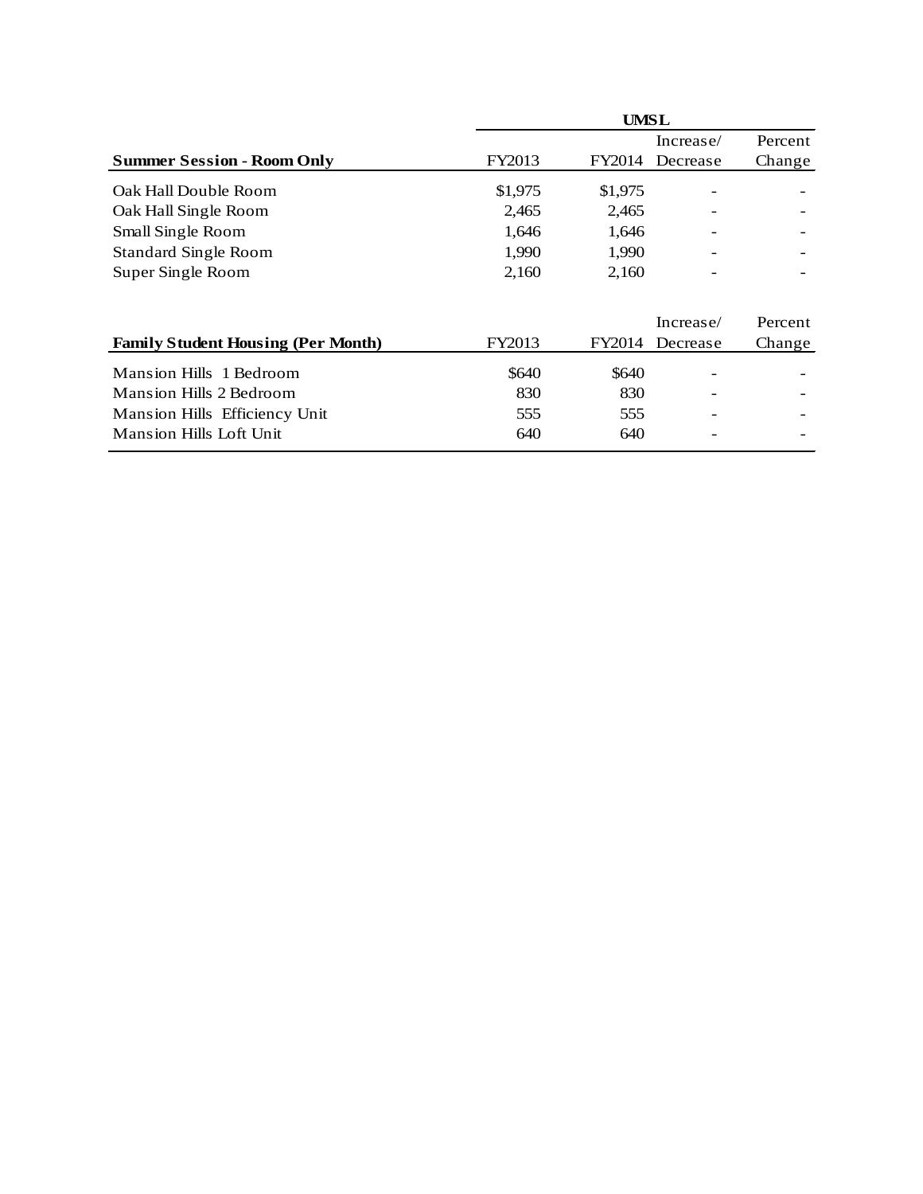| | UMSL | | | |
|---|---|---|---|---|
| **Summer Session - Room Only** | FY2013 | FY2014 | Increase/ Decrease | Percent Change |
| Oak Hall Double Room | $1,975 | $1,975 | - | - |
| Oak Hall Single Room | 2,465 | 2,465 | - | - |
| Small Single Room | 1,646 | 1,646 | - | - |
| Standard Single Room | 1,990 | 1,990 | - | - |
| Super Single Room | 2,160 | 2,160 | - | - |
| | | | | |
| **Family Student Housing (Per Month)** | FY2013 | FY2014 | Increase/ Decrease | Percent Change |
| Mansion Hills 1 Bedroom | $640 | $640 | - | - |
| Mansion Hills 2 Bedroom | 830 | 830 | - | - |
| Mansion Hills Efficiency Unit | 555 | 555 | - | - |
| Mansion Hills Loft Unit | 640 | 640 | - | - |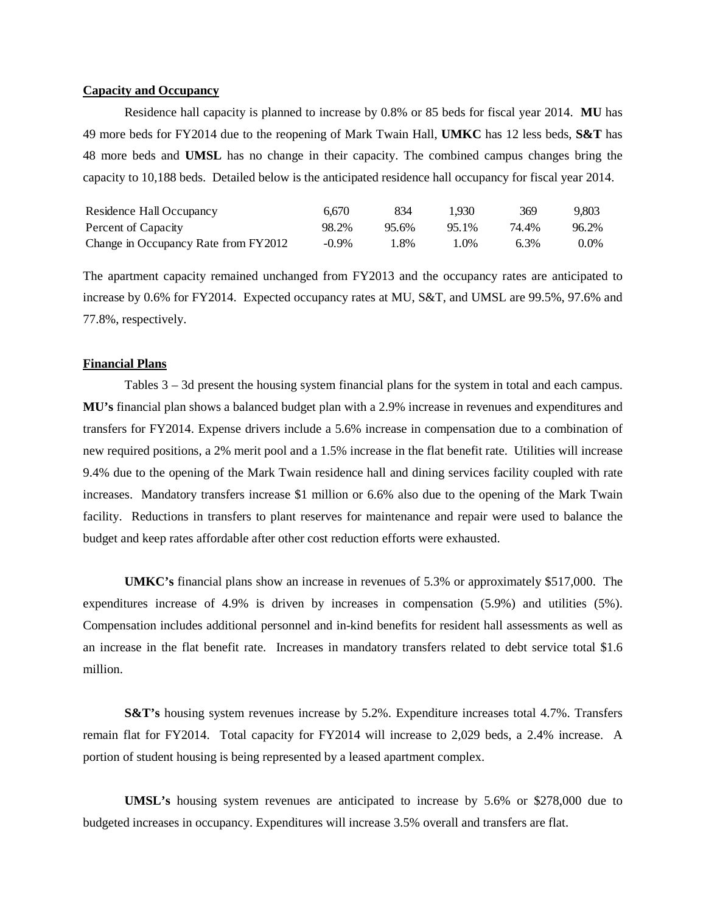**Capacity and Occupancy**

Residence hall capacity is planned to increase by 0.8% or 85 beds for fiscal year 2014. **MU** has 49 more beds for FY2014 due to the reopening of Mark Twain Hall, **UMKC** has 12 less beds, **S&T** has 48 more beds and **UMSL** has no change in their capacity. The combined campus changes bring the capacity to 10,188 beds. Detailed below is the anticipated residence hall occupancy for fiscal year 2014.

| | | | | | |
|---|---|---|---|---|---|
| Residence Hall Occupancy | 6,670 | 834 | 1,930 | 369 | 9,803 |
| Percent of Capacity | 98.2% | 95.6% | 95.1% | 74.4% | 96.2% |
| Change in Occupancy Rate from FY2012 | -0.9% | 1.8% | 1.0% | 6.3% | 0.0% |

The apartment capacity remained unchanged from FY2013 and the occupancy rates are anticipated to increase by 0.6% for FY2014. Expected occupancy rates at MU, S&T, and UMSL are 99.5%, 97.6% and 77.8%, respectively.

**Financial Plans**

Tables 3 – 3d present the housing system financial plans for the system in total and each campus. **MU's** financial plan shows a balanced budget plan with a 2.9% increase in revenues and expenditures and transfers for FY2014. Expense drivers include a 5.6% increase in compensation due to a combination of new required positions, a 2% merit pool and a 1.5% increase in the flat benefit rate. Utilities will increase 9.4% due to the opening of the Mark Twain residence hall and dining services facility coupled with rate increases. Mandatory transfers increase $1 million or 6.6% also due to the opening of the Mark Twain facility. Reductions in transfers to plant reserves for maintenance and repair were used to balance the budget and keep rates affordable after other cost reduction efforts were exhausted.

**UMKC's** financial plans show an increase in revenues of 5.3% or approximately $517,000. The expenditures increase of 4.9% is driven by increases in compensation (5.9%) and utilities (5%). Compensation includes additional personnel and in-kind benefits for resident hall assessments as well as an increase in the flat benefit rate. Increases in mandatory transfers related to debt service total $1.6 million.

**S&T's** housing system revenues increase by 5.2%. Expenditure increases total 4.7%. Transfers remain flat for FY2014. Total capacity for FY2014 will increase to 2,029 beds, a 2.4% increase. A portion of student housing is being represented by a leased apartment complex.

**UMSL's** housing system revenues are anticipated to increase by 5.6% or $278,000 due to budgeted increases in occupancy. Expenditures will increase 3.5% overall and transfers are flat.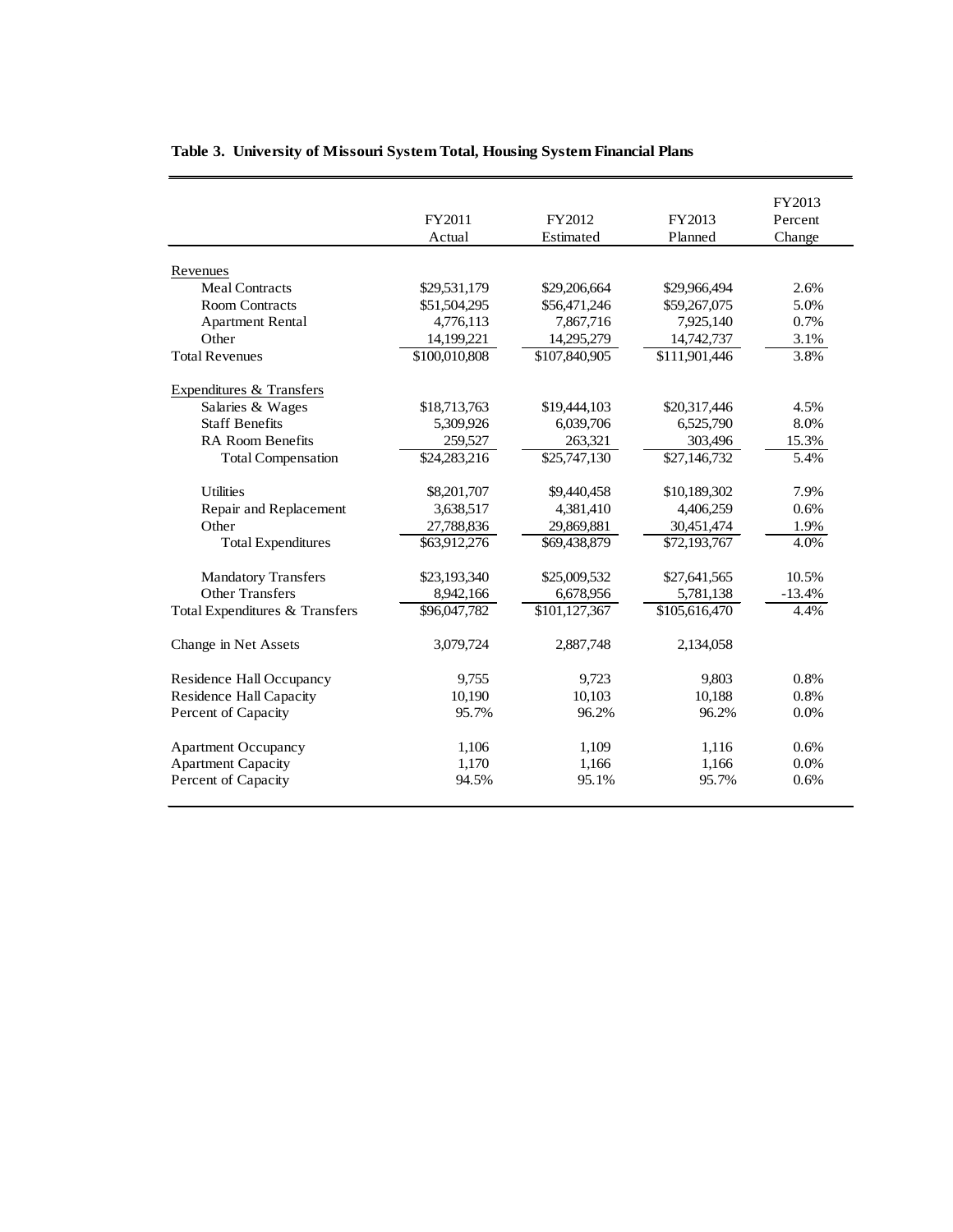**Table 3. University of Missouri System Total, Housing System Financial Plans**

| | FY2011 Actual | FY2012 Estimated | FY2013 Planned | FY2013 Percent Change |
|---|---|---|---|---|
| Revenues | | | | |
| Meal Contracts | $29,531,179 | $29,206,664 | $29,966,494 | 2.6% |
| Room Contracts | $51,504,295 | $56,471,246 | $59,267,075 | 5.0% |
| Apartment Rental | 4,776,113 | 7,867,716 | 7,925,140 | 0.7% |
| Other | 14,199,221 | 14,295,279 | 14,742,737 | 3.1% |
| Total Revenues | $100,010,808 | $107,840,905 | $111,901,446 | 3.8% |
| Expenditures & Transfers | | | | |
| Salaries & Wages | $18,713,763 | $19,444,103 | $20,317,446 | 4.5% |
| Staff Benefits | 5,309,926 | 6,039,706 | 6,525,790 | 8.0% |
| RA Room Benefits | 259,527 | 263,321 | 303,496 | 15.3% |
| Total Compensation | $24,283,216 | $25,747,130 | $27,146,732 | 5.4% |
| Utilities | $8,201,707 | $9,440,458 | $10,189,302 | 7.9% |
| Repair and Replacement | 3,638,517 | 4,381,410 | 4,406,259 | 0.6% |
| Other | 27,788,836 | 29,869,881 | 30,451,474 | 1.9% |
| Total Expenditures | $63,912,276 | $69,438,879 | $72,193,767 | 4.0% |
| Mandatory Transfers | $23,193,340 | $25,009,532 | $27,641,565 | 10.5% |
| Other Transfers | 8,942,166 | 6,678,956 | 5,781,138 | -13.4% |
| Total Expenditures & Transfers | $96,047,782 | $101,127,367 | $105,616,470 | 4.4% |
| Change in Net Assets | 3,079,724 | 2,887,748 | 2,134,058 | |
| Residence Hall Occupancy | 9,755 | 9,723 | 9,803 | 0.8% |
| Residence Hall Capacity | 10,190 | 10,103 | 10,188 | 0.8% |
| Percent of Capacity | 95.7% | 96.2% | 96.2% | 0.0% |
| Apartment Occupancy | 1,106 | 1,109 | 1,116 | 0.6% |
| Apartment Capacity | 1,170 | 1,166 | 1,166 | 0.0% |
| Percent of Capacity | 94.5% | 95.1% | 95.7% | 0.6% |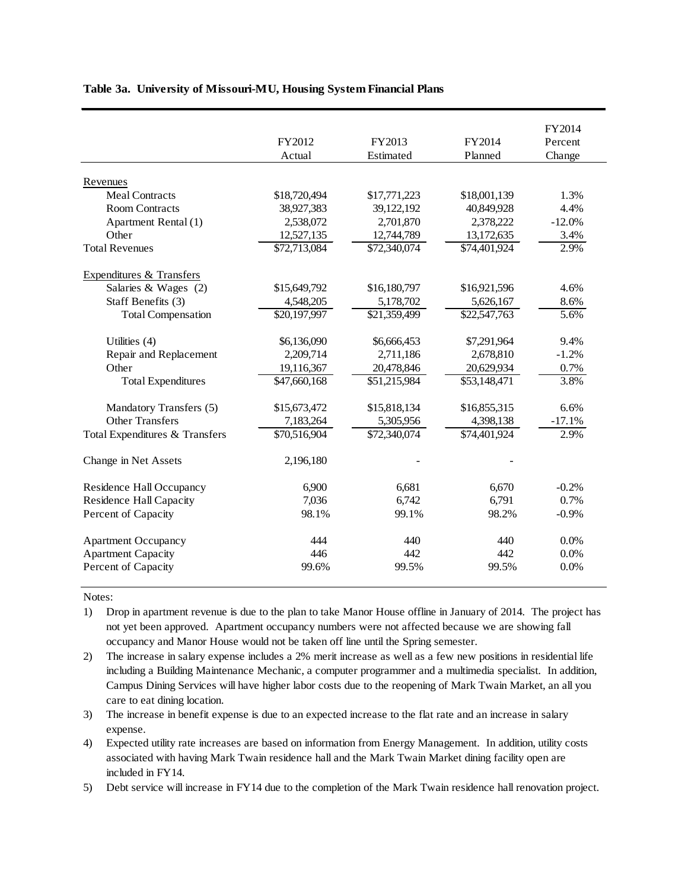**Table 3a. University of Missouri-MU, Housing System Financial Plans**

| | FY2012 Actual | FY2013 Estimated | FY2014 Planned | FY2014 Percent Change |
|---|---|---|---|---|
| Revenues | | | | |
| Meal Contracts | $18,720,494 | $17,771,223 | $18,001,139 | 1.3% |
| Room Contracts | 38,927,383 | 39,122,192 | 40,849,928 | 4.4% |
| Apartment Rental (1) | 2,538,072 | 2,701,870 | 2,378,222 | -12.0% |
| Other | 12,527,135 | 12,744,789 | 13,172,635 | 3.4% |
| Total Revenues | $72,713,084 | $72,340,074 | $74,401,924 | 2.9% |
| Expenditures & Transfers | | | | |
| Salaries & Wages (2) | $15,649,792 | $16,180,797 | $16,921,596 | 4.6% |
| Staff Benefits (3) | 4,548,205 | 5,178,702 | 5,626,167 | 8.6% |
| Total Compensation | $20,197,997 | $21,359,499 | $22,547,763 | 5.6% |
| Utilities (4) | $6,136,090 | $6,666,453 | $7,291,964 | 9.4% |
| Repair and Replacement | 2,209,714 | 2,711,186 | 2,678,810 | -1.2% |
| Other | 19,116,367 | 20,478,846 | 20,629,934 | 0.7% |
| Total Expenditures | $47,660,168 | $51,215,984 | $53,148,471 | 3.8% |
| Mandatory Transfers (5) | $15,673,472 | $15,818,134 | $16,855,315 | 6.6% |
| Other Transfers | 7,183,264 | 5,305,956 | 4,398,138 | -17.1% |
| Total Expenditures & Transfers | $70,516,904 | $72,340,074 | $74,401,924 | 2.9% |
| Change in Net Assets | 2,196,180 | - | - | |
| Residence Hall Occupancy | 6,900 | 6,681 | 6,670 | -0.2% |
| Residence Hall Capacity | 7,036 | 6,742 | 6,791 | 0.7% |
| Percent of Capacity | 98.1% | 99.1% | 98.2% | -0.9% |
| Apartment Occupancy | 444 | 440 | 440 | 0.0% |
| Apartment Capacity | 446 | 442 | 442 | 0.0% |
| Percent of Capacity | 99.6% | 99.5% | 99.5% | 0.0% |

Notes:

1) Drop in apartment revenue is due to the plan to take Manor House offline in January of 2014. The project has not yet been approved. Apartment occupancy numbers were not affected because we are showing fall occupancy and Manor House would not be taken off line until the Spring semester.
2) The increase in salary expense includes a 2% merit increase as well as a few new positions in residential life including a Building Maintenance Mechanic, a computer programmer and a multimedia specialist. In addition, Campus Dining Services will have higher labor costs due to the reopening of Mark Twain Market, an all you care to eat dining location.
3) The increase in benefit expense is due to an expected increase to the flat rate and an increase in salary expense.
4) Expected utility rate increases are based on information from Energy Management. In addition, utility costs associated with having Mark Twain residence hall and the Mark Twain Market dining facility open are included in FY14.
5) Debt service will increase in FY14 due to the completion of the Mark Twain residence hall renovation project.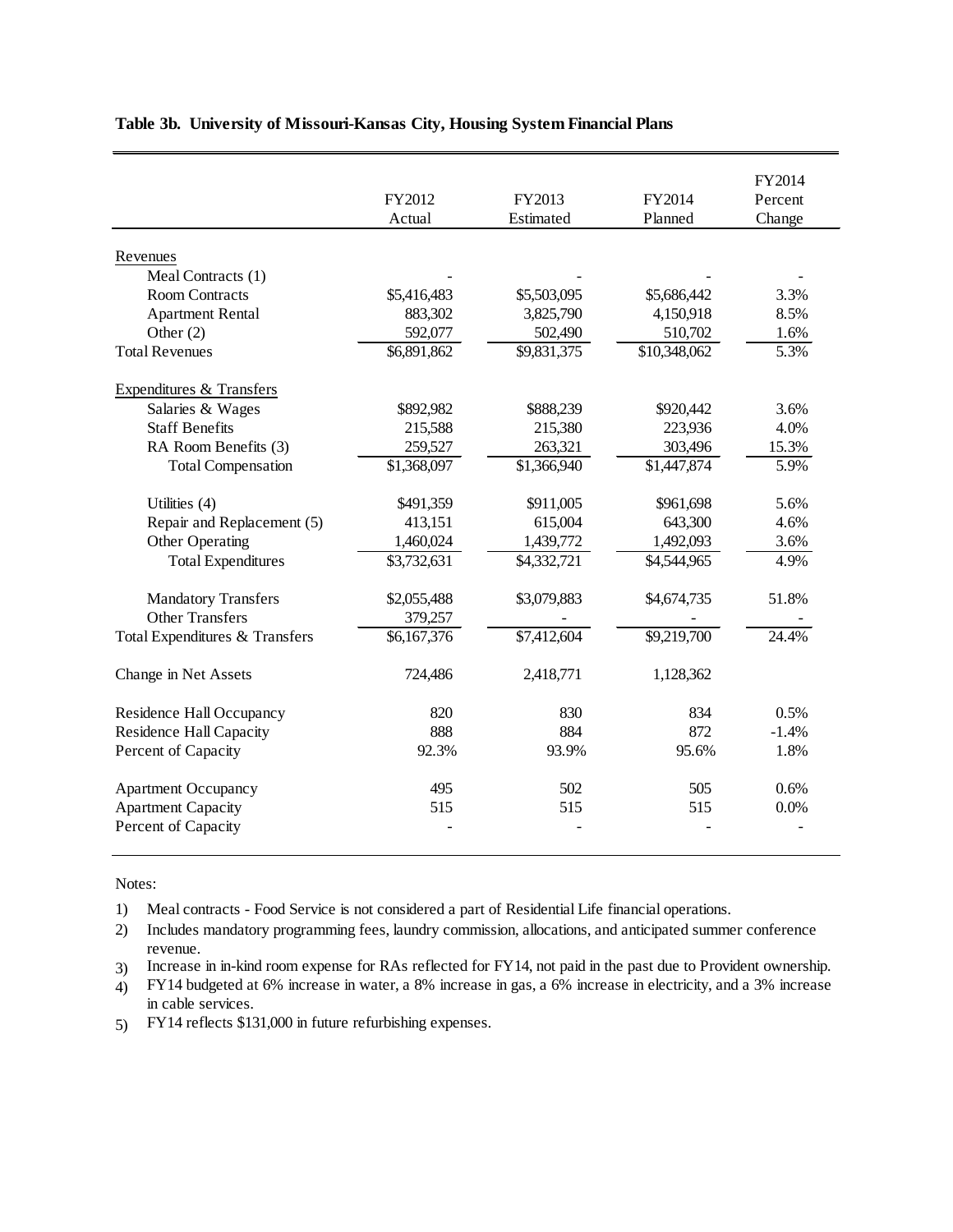**Table 3b. University of Missouri-Kansas City, Housing System Financial Plans**

| | FY2012 Actual | FY2013 Estimated | FY2014 Planned | FY2014 Percent Change |
|---|---|---|---|---|
| Revenues | | | | |
| Meal Contracts (1) | - | - | - | - |
| Room Contracts | $5,416,483 | $5,503,095 | $5,686,442 | 3.3% |
| Apartment Rental | 883,302 | 3,825,790 | 4,150,918 | 8.5% |
| Other (2) | 592,077 | 502,490 | 510,702 | 1.6% |
| Total Revenues | $6,891,862 | $9,831,375 | $10,348,062 | 5.3% |
| Expenditures & Transfers | | | | |
| Salaries & Wages | $892,982 | $888,239 | $920,442 | 3.6% |
| Staff Benefits | 215,588 | 215,380 | 223,936 | 4.0% |
| RA Room Benefits (3) | 259,527 | 263,321 | 303,496 | 15.3% |
| Total Compensation | $1,368,097 | $1,366,940 | $1,447,874 | 5.9% |
| Utilities (4) | $491,359 | $911,005 | $961,698 | 5.6% |
| Repair and Replacement (5) | 413,151 | 615,004 | 643,300 | 4.6% |
| Other Operating | 1,460,024 | 1,439,772 | 1,492,093 | 3.6% |
| Total Expenditures | $3,732,631 | $4,332,721 | $4,544,965 | 4.9% |
| Mandatory Transfers | $2,055,488 | $3,079,883 | $4,674,735 | 51.8% |
| Other Transfers | 379,257 | - | - | - |
| Total Expenditures & Transfers | $6,167,376 | $7,412,604 | $9,219,700 | 24.4% |
| Change in Net Assets | 724,486 | 2,418,771 | 1,128,362 | |
| Residence Hall Occupancy | 820 | 830 | 834 | 0.5% |
| Residence Hall Capacity | 888 | 884 | 872 | -1.4% |
| Percent of Capacity | 92.3% | 93.9% | 95.6% | 1.8% |
| Apartment Occupancy | 495 | 502 | 505 | 0.6% |
| Apartment Capacity | 515 | 515 | 515 | 0.0% |
| Percent of Capacity | - | - | - | - |

Notes:

1) Meal contracts - Food Service is not considered a part of Residential Life financial operations.
2) Includes mandatory programming fees, laundry commission, allocations, and anticipated summer conference revenue.
3) Increase in in-kind room expense for RAs reflected for FY14, not paid in the past due to Provident ownership.
4) FY14 budgeted at 6% increase in water, a 8% increase in gas, a 6% increase in electricity, and a 3% increase in cable services.
5) FY14 reflects $131,000 in future refurbishing expenses.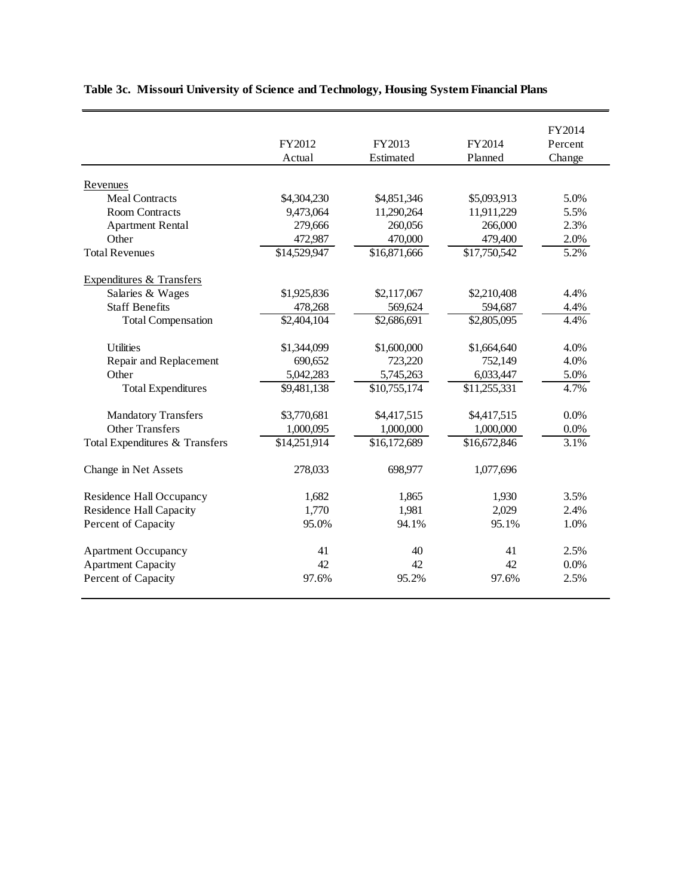**Table 3c. Missouri University of Science and Technology, Housing System Financial Plans**

| | FY2012 Actual | FY2013 Estimated | FY2014 Planned | FY2014 Percent Change |
|---|---|---|---|---|
| Revenues | | | | |
| Meal Contracts | $4,304,230 | $4,851,346 | $5,093,913 | 5.0% |
| Room Contracts | 9,473,064 | 11,290,264 | 11,911,229 | 5.5% |
| Apartment Rental | 279,666 | 260,056 | 266,000 | 2.3% |
| Other | 472,987 | 470,000 | 479,400 | 2.0% |
| Total Revenues | $14,529,947 | $16,871,666 | $17,750,542 | 5.2% |
| Expenditures & Transfers | | | | |
| Salaries & Wages | $1,925,836 | $2,117,067 | $2,210,408 | 4.4% |
| Staff Benefits | 478,268 | 569,624 | 594,687 | 4.4% |
| Total Compensation | $2,404,104 | $2,686,691 | $2,805,095 | 4.4% |
| Utilities | $1,344,099 | $1,600,000 | $1,664,640 | 4.0% |
| Repair and Replacement | 690,652 | 723,220 | 752,149 | 4.0% |
| Other | 5,042,283 | 5,745,263 | 6,033,447 | 5.0% |
| Total Expenditures | $9,481,138 | $10,755,174 | $11,255,331 | 4.7% |
| Mandatory Transfers | $3,770,681 | $4,417,515 | $4,417,515 | 0.0% |
| Other Transfers | 1,000,095 | 1,000,000 | 1,000,000 | 0.0% |
| Total Expenditures & Transfers | $14,251,914 | $16,172,689 | $16,672,846 | 3.1% |
| Change in Net Assets | 278,033 | 698,977 | 1,077,696 | |
| Residence Hall Occupancy | 1,682 | 1,865 | 1,930 | 3.5% |
| Residence Hall Capacity | 1,770 | 1,981 | 2,029 | 2.4% |
| Percent of Capacity | 95.0% | 94.1% | 95.1% | 1.0% |
| Apartment Occupancy | 41 | 40 | 41 | 2.5% |
| Apartment Capacity | 42 | 42 | 42 | 0.0% |
| Percent of Capacity | 97.6% | 95.2% | 97.6% | 2.5% |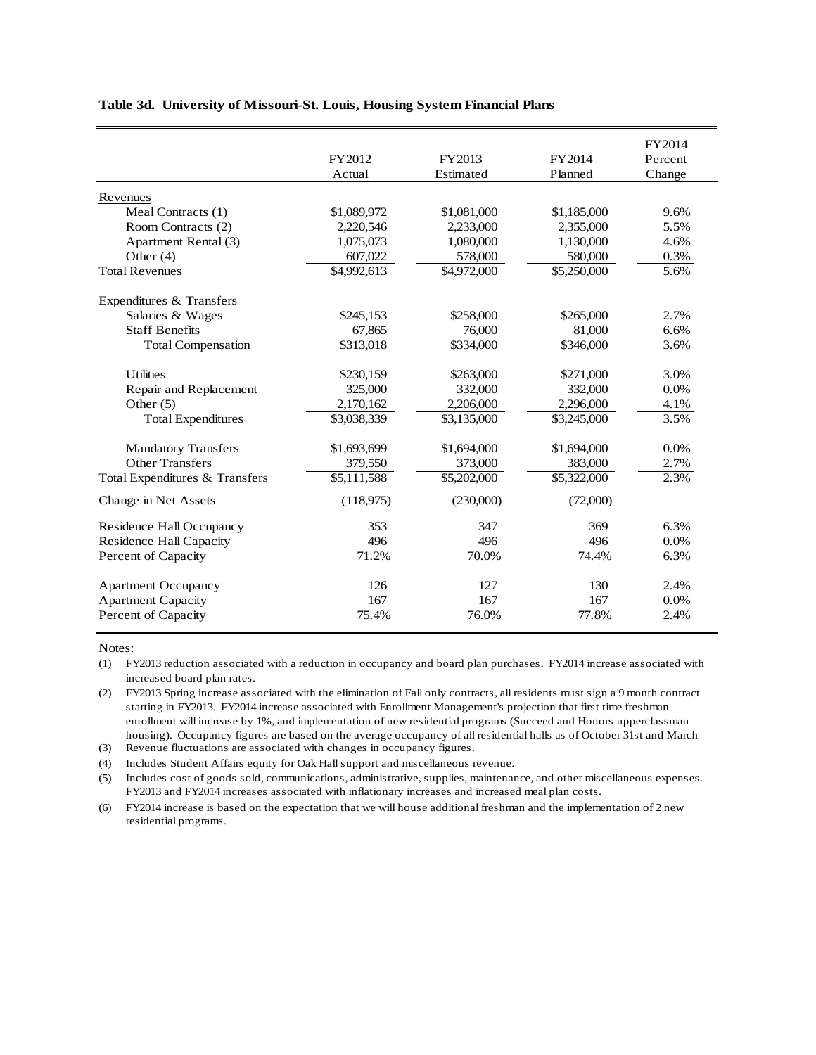**Table 3d. University of Missouri-St. Louis, Housing System Financial Plans**

| | FY2012 Actual | FY2013 Estimated | FY2014 Planned | FY2014 Percent Change |
|---|---|---|---|---|
| Revenues | | | | |
| Meal Contracts (1) | $1,089,972 | $1,081,000 | $1,185,000 | 9.6% |
| Room Contracts (2) | 2,220,546 | 2,233,000 | 2,355,000 | 5.5% |
| Apartment Rental (3) | 1,075,073 | 1,080,000 | 1,130,000 | 4.6% |
| Other (4) | 607,022 | 578,000 | 580,000 | 0.3% |
| Total Revenues | $4,992,613 | $4,972,000 | $5,250,000 | 5.6% |
| Expenditures & Transfers | | | | |
| Salaries & Wages | $245,153 | $258,000 | $265,000 | 2.7% |
| Staff Benefits | 67,865 | 76,000 | 81,000 | 6.6% |
| Total Compensation | $313,018 | $334,000 | $346,000 | 3.6% |
| Utilities | $230,159 | $263,000 | $271,000 | 3.0% |
| Repair and Replacement | 325,000 | 332,000 | 332,000 | 0.0% |
| Other (5) | 2,170,162 | 2,206,000 | 2,296,000 | 4.1% |
| Total Expenditures | $3,038,339 | $3,135,000 | $3,245,000 | 3.5% |
| Mandatory Transfers | $1,693,699 | $1,694,000 | $1,694,000 | 0.0% |
| Other Transfers | 379,550 | 373,000 | 383,000 | 2.7% |
| Total Expenditures & Transfers | $5,111,588 | $5,202,000 | $5,322,000 | 2.3% |
| Change in Net Assets | (118,975) | (230,000) | (72,000) | |
| Residence Hall Occupancy | 353 | 347 | 369 | 6.3% |
| Residence Hall Capacity | 496 | 496 | 496 | 0.0% |
| Percent of Capacity | 71.2% | 70.0% | 74.4% | 6.3% |
| Apartment Occupancy | 126 | 127 | 130 | 2.4% |
| Apartment Capacity | 167 | 167 | 167 | 0.0% |
| Percent of Capacity | 75.4% | 76.0% | 77.8% | 2.4% |

Notes:

(1) FY2013 reduction associated with a reduction in occupancy and board plan purchases. FY2014 increase associated with increased board plan rates.

(2) FY2013 Spring increase associated with the elimination of Fall only contracts, all residents must sign a 9 month contract starting in FY2013. FY2014 increase associated with Enrollment Management's projection that first time freshman enrollment will increase by 1%, and implementation of new residential programs (Succeed and Honors upperclassman housing). Occupancy figures are based on the average occupancy of all residential halls as of October 31st and March

(3) Revenue fluctuations are associated with changes in occupancy figures.

(4) Includes Student Affairs equity for Oak Hall support and miscellaneous revenue.

(5) Includes cost of goods sold, communications, administrative, supplies, maintenance, and other miscellaneous expenses. FY2013 and FY2014 increases associated with inflationary increases and increased meal plan costs.

(6) FY2014 increase is based on the expectation that we will house additional freshman and the implementation of 2 new residential programs.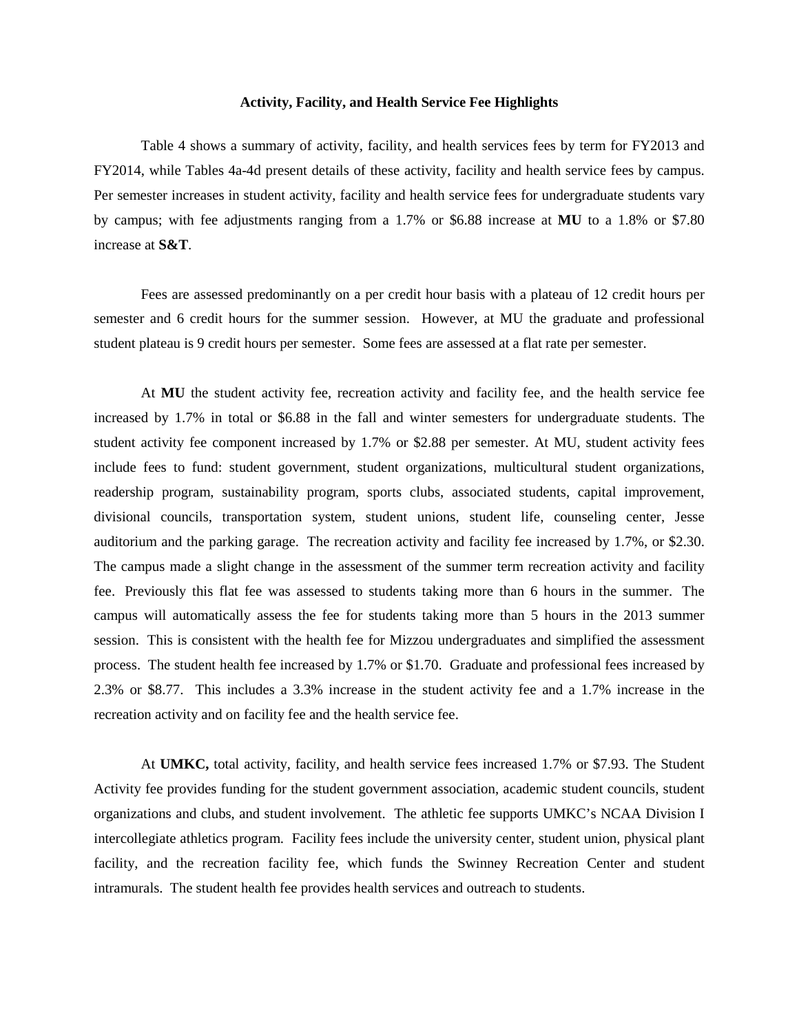### Activity, Facility, and Health Service Fee Highlights

Table 4 shows a summary of activity, facility, and health services fees by term for FY2013 and FY2014, while Tables 4a-4d present details of these activity, facility and health service fees by campus. Per semester increases in student activity, facility and health service fees for undergraduate students vary by campus; with fee adjustments ranging from a 1.7% or $6.88 increase at **MU** to a 1.8% or $7.80 increase at **S&T**.

Fees are assessed predominantly on a per credit hour basis with a plateau of 12 credit hours per semester and 6 credit hours for the summer session. However, at MU the graduate and professional student plateau is 9 credit hours per semester. Some fees are assessed at a flat rate per semester.

At **MU** the student activity fee, recreation activity and facility fee, and the health service fee increased by 1.7% in total or $6.88 in the fall and winter semesters for undergraduate students. The student activity fee component increased by 1.7% or $2.88 per semester. At MU, student activity fees include fees to fund: student government, student organizations, multicultural student organizations, readership program, sustainability program, sports clubs, associated students, capital improvement, divisional councils, transportation system, student unions, student life, counseling center, Jesse auditorium and the parking garage. The recreation activity and facility fee increased by 1.7%, or $2.30. The campus made a slight change in the assessment of the summer term recreation activity and facility fee. Previously this flat fee was assessed to students taking more than 6 hours in the summer. The campus will automatically assess the fee for students taking more than 5 hours in the 2013 summer session. This is consistent with the health fee for Mizzou undergraduates and simplified the assessment process. The student health fee increased by 1.7% or $1.70. Graduate and professional fees increased by 2.3% or $8.77. This includes a 3.3% increase in the student activity fee and a 1.7% increase in the recreation activity and on facility fee and the health service fee.

At **UMKC,** total activity, facility, and health service fees increased 1.7% or $7.93. The Student Activity fee provides funding for the student government association, academic student councils, student organizations and clubs, and student involvement. The athletic fee supports UMKC's NCAA Division I intercollegiate athletics program. Facility fees include the university center, student union, physical plant facility, and the recreation facility fee, which funds the Swinney Recreation Center and student intramurals. The student health fee provides health services and outreach to students.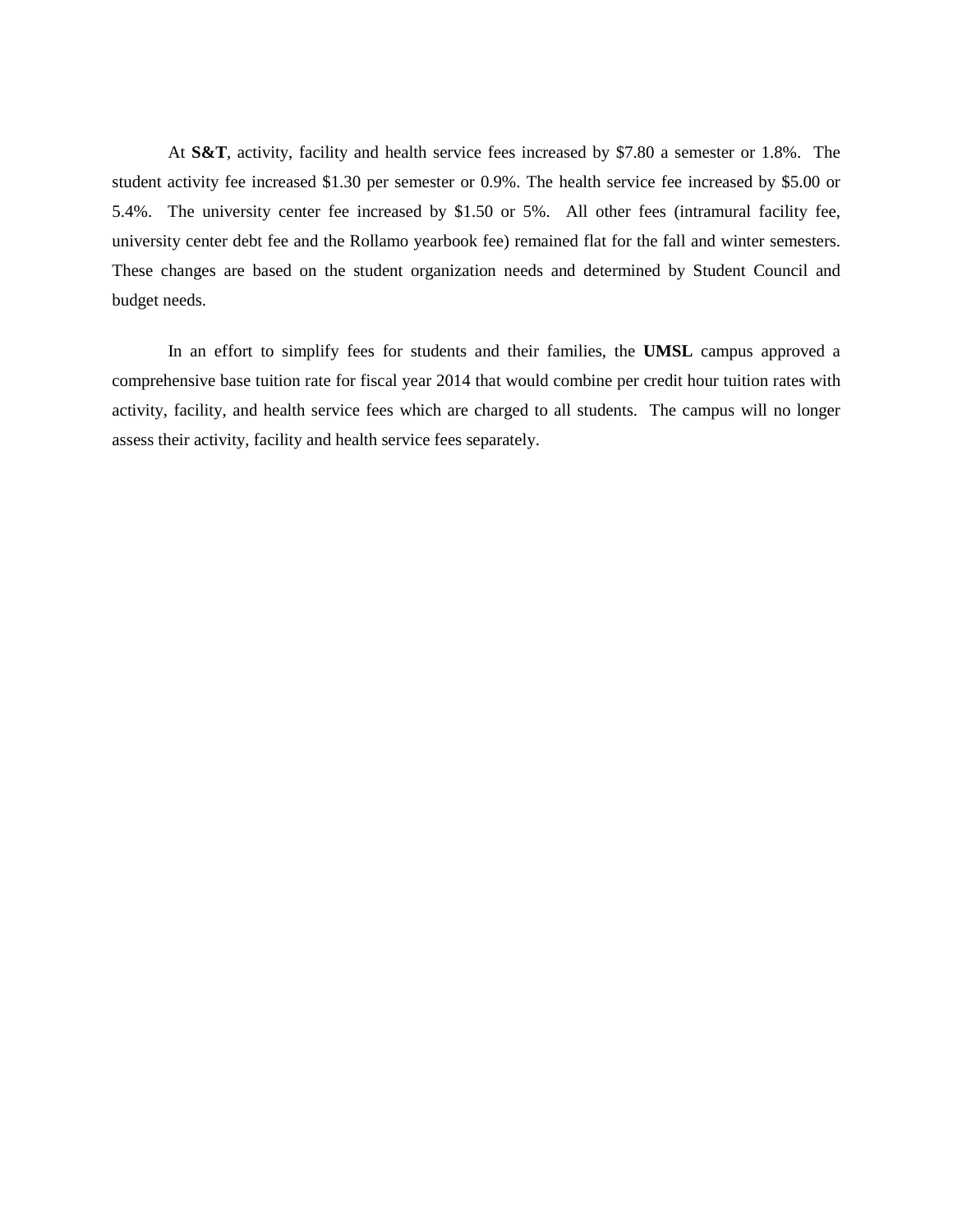At **S&T**, activity, facility and health service fees increased by $7.80 a semester or 1.8%. The student activity fee increased $1.30 per semester or 0.9%. The health service fee increased by $5.00 or 5.4%. The university center fee increased by $1.50 or 5%. All other fees (intramural facility fee, university center debt fee and the Rollamo yearbook fee) remained flat for the fall and winter semesters. These changes are based on the student organization needs and determined by Student Council and budget needs.

In an effort to simplify fees for students and their families, the **UMSL** campus approved a comprehensive base tuition rate for fiscal year 2014 that would combine per credit hour tuition rates with activity, facility, and health service fees which are charged to all students. The campus will no longer assess their activity, facility and health service fees separately.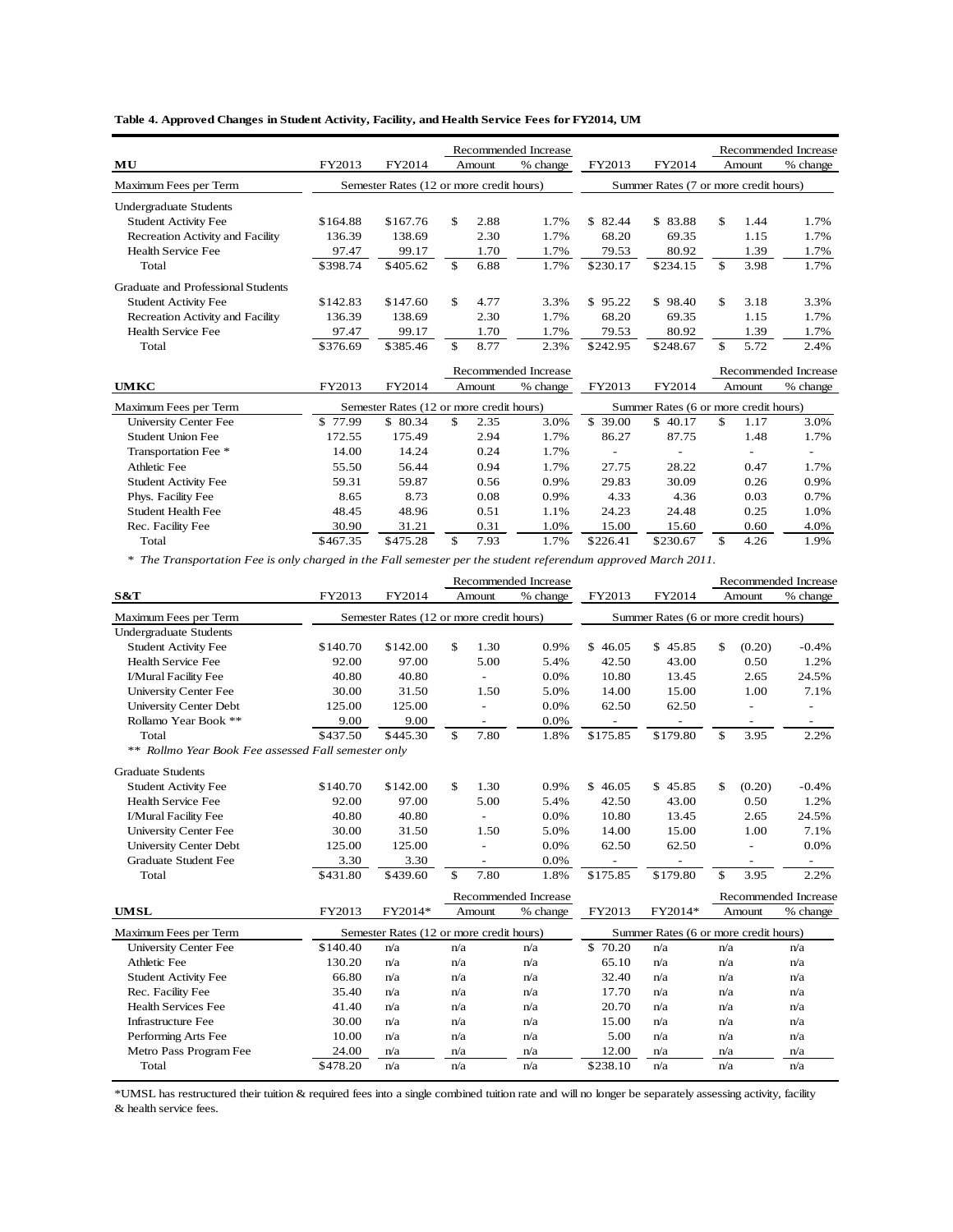**Table 4. Approved Changes in Student Activity, Facility, and Health Service Fees for FY2014, UM**

| MU | FY2013 | FY2014 | Recommended Increase Amount | Recommended Increase % change | FY2013 | FY2014 | Recommended Increase Amount | Recommended Increase % change |
|---|---|---|---|---|---|---|---|---|
| Maximum Fees per Term | Semester Rates (12 or more credit hours) | | | | Summer Rates (7 or more credit hours) | | | |
| Undergraduate Students | | | | | | | | |
| Student Activity Fee | $164.88 | $167.76 | $ 2.88 | 1.7% | $ 82.44 | $ 83.88 | $ 1.44 | 1.7% |
| Recreation Activity and Facility | 136.39 | 138.69 | 2.30 | 1.7% | 68.20 | 69.35 | 1.15 | 1.7% |
| Health Service Fee | 97.47 | 99.17 | 1.70 | 1.7% | 79.53 | 80.92 | 1.39 | 1.7% |
| Total | $398.74 | $405.62 | $ 6.88 | 1.7% | $230.17 | $234.15 | $ 3.98 | 1.7% |
| Graduate and Professional Students | | | | | | | | |
| Student Activity Fee | $142.83 | $147.60 | $ 4.77 | 3.3% | $ 95.22 | $ 98.40 | $ 3.18 | 3.3% |
| Recreation Activity and Facility | 136.39 | 138.69 | 2.30 | 1.7% | 68.20 | 69.35 | 1.15 | 1.7% |
| Health Service Fee | 97.47 | 99.17 | 1.70 | 1.7% | 79.53 | 80.92 | 1.39 | 1.7% |
| Total | $376.69 | $385.46 | $ 8.77 | 2.3% | $242.95 | $248.67 | $ 5.72 | 2.4% |

| UMKC | FY2013 | FY2014 | Recommended Increase Amount | Recommended Increase % change | FY2013 | FY2014 | Recommended Increase Amount | Recommended Increase % change |
|---|---|---|---|---|---|---|---|---|
| Maximum Fees per Term | Semester Rates (12 or more credit hours) | | | | Summer Rates (6 or more credit hours) | | | |
| University Center Fee | $ 77.99 | $ 80.34 | $ 2.35 | 3.0% | $ 39.00 | $ 40.17 | $ 1.17 | 3.0% |
| Student Union Fee | 172.55 | 175.49 | 2.94 | 1.7% | 86.27 | 87.75 | 1.48 | 1.7% |
| Transportation Fee * | 14.00 | 14.24 | 0.24 | 1.7% | - | - | - | - |
| Athletic Fee | 55.50 | 56.44 | 0.94 | 1.7% | 27.75 | 28.22 | 0.47 | 1.7% |
| Student Activity Fee | 59.31 | 59.87 | 0.56 | 0.9% | 29.83 | 30.09 | 0.26 | 0.9% |
| Phys. Facility Fee | 8.65 | 8.73 | 0.08 | 0.9% | 4.33 | 4.36 | 0.03 | 0.7% |
| Student Health Fee | 48.45 | 48.96 | 0.51 | 1.1% | 24.23 | 24.48 | 0.25 | 1.0% |
| Rec. Facility Fee | 30.90 | 31.21 | 0.31 | 1.0% | 15.00 | 15.60 | 0.60 | 4.0% |
| Total | $467.35 | $475.28 | $ 7.93 | 1.7% | $226.41 | $230.67 | $ 4.26 | 1.9% |

*\* The Transportation Fee is only charged in the Fall semester per the student referendum approved March 2011.*

| S&T | FY2013 | FY2014 | Recommended Increase Amount | Recommended Increase % change | FY2013 | FY2014 | Recommended Increase Amount | Recommended Increase % change |
|---|---|---|---|---|---|---|---|---|
| Maximum Fees per Term | Semester Rates (12 or more credit hours) | | | | Summer Rates (6 or more credit hours) | | | |
| Undergraduate Students | | | | | | | | |
| Student Activity Fee | $140.70 | $142.00 | $ 1.30 | 0.9% | $ 46.05 | $ 45.85 | $ (0.20) | -0.4% |
| Health Service Fee | 92.00 | 97.00 | 5.00 | 5.4% | 42.50 | 43.00 | 0.50 | 1.2% |
| I/Mural Facility Fee | 40.80 | 40.80 | - | 0.0% | 10.80 | 13.45 | 2.65 | 24.5% |
| University Center Fee | 30.00 | 31.50 | 1.50 | 5.0% | 14.00 | 15.00 | 1.00 | 7.1% |
| University Center Debt | 125.00 | 125.00 | - | 0.0% | 62.50 | 62.50 | - | - |
| Rollamo Year Book ** | 9.00 | 9.00 | - | 0.0% | - | - | - | - |
| Total | $437.50 | $445.30 | $ 7.80 | 1.8% | $175.85 | $179.80 | $ 3.95 | 2.2% |
| *\*\* Rollmo Year Book Fee assessed Fall semester only* | | | | | | | | |
| Graduate Students | | | | | | | | |
| Student Activity Fee | $140.70 | $142.00 | $ 1.30 | 0.9% | $ 46.05 | $ 45.85 | $ (0.20) | -0.4% |
| Health Service Fee | 92.00 | 97.00 | 5.00 | 5.4% | 42.50 | 43.00 | 0.50 | 1.2% |
| I/Mural Facility Fee | 40.80 | 40.80 | - | 0.0% | 10.80 | 13.45 | 2.65 | 24.5% |
| University Center Fee | 30.00 | 31.50 | 1.50 | 5.0% | 14.00 | 15.00 | 1.00 | 7.1% |
| University Center Debt | 125.00 | 125.00 | - | 0.0% | 62.50 | 62.50 | - | 0.0% |
| Graduate Student Fee | 3.30 | 3.30 | - | 0.0% | - | - | - | - |
| Total | $431.80 | $439.60 | $ 7.80 | 1.8% | $175.85 | $179.80 | $ 3.95 | 2.2% |

| UMSL | FY2013 | FY2014* | Recommended Increase Amount | Recommended Increase % change | FY2013 | FY2014* | Recommended Increase Amount | Recommended Increase % change |
|---|---|---|---|---|---|---|---|---|
| Maximum Fees per Term | Semester Rates (12 or more credit hours) | | | | Summer Rates (6 or more credit hours) | | | |
| University Center Fee | $140.40 | n/a | n/a | n/a | $ 70.20 | n/a | n/a | n/a |
| Athletic Fee | 130.20 | n/a | n/a | n/a | 65.10 | n/a | n/a | n/a |
| Student Activity Fee | 66.80 | n/a | n/a | n/a | 32.40 | n/a | n/a | n/a |
| Rec. Facility Fee | 35.40 | n/a | n/a | n/a | 17.70 | n/a | n/a | n/a |
| Health Services Fee | 41.40 | n/a | n/a | n/a | 20.70 | n/a | n/a | n/a |
| Infrastructure Fee | 30.00 | n/a | n/a | n/a | 15.00 | n/a | n/a | n/a |
| Performing Arts Fee | 10.00 | n/a | n/a | n/a | 5.00 | n/a | n/a | n/a |
| Metro Pass Program Fee | 24.00 | n/a | n/a | n/a | 12.00 | n/a | n/a | n/a |
| Total | $478.20 | n/a | n/a | n/a | $238.10 | n/a | n/a | n/a |

*UMSL has restructured their tuition & required fees into a single combined tuition rate and will no longer be separately assessing activity, facility & health service fees.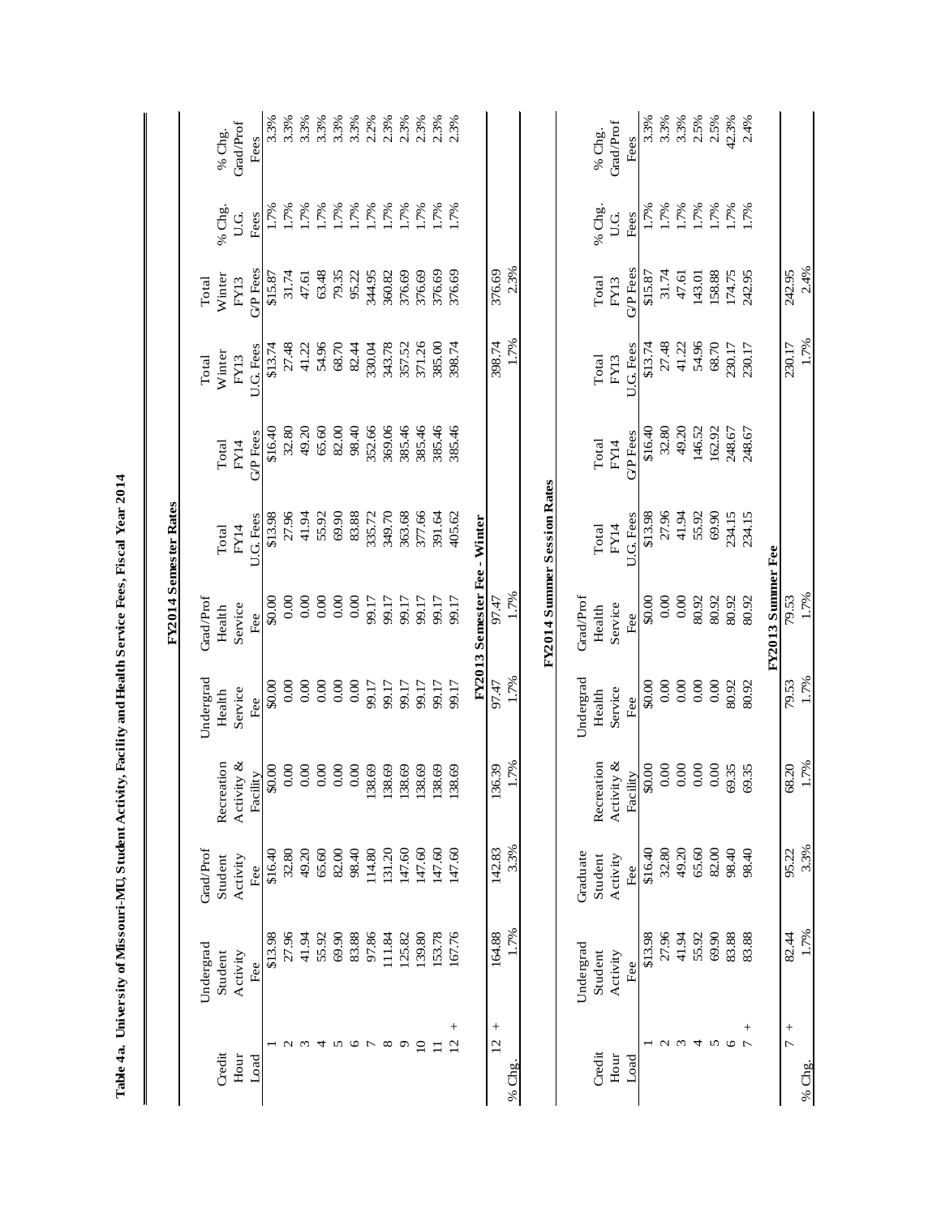**Table 4a. University of Missouri-MU, Student Activity, Facility and Health Service Fees, Fiscal Year 2014**

**FY2014 Semester Rates**

| Credit Hour Load | Undergrad Student Activity Fee | Grad/Prof Student Activity Fee | Recreation Activity & Facility | Undergrad Health Service Fee | Grad/Prof Health Service Fee | Total FY14 U.G. Fees | Total FY14 G/P Fees | Total Winter FY13 U.G. Fees | Total Winter FY13 G/P Fees | % Chg. U.G. Fees | % Chg. Grad/Prof Fees |
|---|---|---|---|---|---|---|---|---|---|---|---|
| 1 | $13.98 | $16.40 | $0.00 | $0.00 | $0.00 | $13.98 | $16.40 | $13.74 | $15.87 | 1.7% | 3.3% |
| 2 | 27.96 | 32.80 | 0.00 | 0.00 | 0.00 | 27.96 | 32.80 | 27.48 | 31.74 | 1.7% | 3.3% |
| 3 | 41.94 | 49.20 | 0.00 | 0.00 | 0.00 | 41.94 | 49.20 | 41.22 | 47.61 | 1.7% | 3.3% |
| 4 | 55.92 | 65.60 | 0.00 | 0.00 | 0.00 | 55.92 | 65.60 | 54.96 | 63.48 | 1.7% | 3.3% |
| 5 | 69.90 | 82.00 | 0.00 | 0.00 | 0.00 | 69.90 | 82.00 | 68.70 | 79.35 | 1.7% | 3.3% |
| 6 | 83.88 | 98.40 | 0.00 | 0.00 | 0.00 | 83.88 | 98.40 | 82.44 | 95.22 | 1.7% | 3.3% |
| 7 | 97.86 | 114.80 | 138.69 | 99.17 | 99.17 | 335.72 | 352.66 | 330.04 | 344.95 | 1.7% | 2.2% |
| 8 | 111.84 | 131.20 | 138.69 | 99.17 | 99.17 | 349.70 | 369.06 | 343.78 | 360.82 | 1.7% | 2.3% |
| 9 | 125.82 | 147.60 | 138.69 | 99.17 | 99.17 | 363.68 | 385.46 | 357.52 | 376.69 | 1.7% | 2.3% |
| 10 | 139.80 | 147.60 | 138.69 | 99.17 | 99.17 | 377.66 | 385.46 | 371.26 | 376.69 | 1.7% | 2.3% |
| 11 | 153.78 | 147.60 | 138.69 | 99.17 | 99.17 | 391.64 | 385.46 | 385.00 | 376.69 | 1.7% | 2.3% |
| 12 + | 167.76 | 147.60 | 138.69 | 99.17 | 99.17 | 405.62 | 385.46 | 398.74 | 376.69 | 1.7% | 2.3% |

**FY2013 Semester Fee - Winter**

| Credit Hour Load | Undergrad Student Activity Fee | Grad/Prof Student Activity Fee | Recreation Activity & Facility | Undergrad Health Service Fee | Grad/Prof Health Service Fee | Total U.G. Fees | Total G/P Fees |
|---|---|---|---|---|---|---|---|
| 12 + | 164.88 | 142.83 | 136.39 | 97.47 | 97.47 | 398.74 | 376.69 |
| % Chg. | 1.7% | 3.3% | 1.7% | 1.7% | 1.7% | 1.7% | 2.3% |

**FY2014 Summer Session Rates**

| Credit Hour Load | Undergrad Student Activity Fee | Graduate Student Activity Fee | Recreation Activity & Facility | Undergrad Health Service Fee | Grad/Prof Health Service Fee | Total FY14 U.G. Fees | Total FY14 G/P Fees | Total Winter FY13 U.G. Fees | Total Winter FY13 G/P Fees | % Chg. U.G. Fees | % Chg. Grad/Prof Fees |
|---|---|---|---|---|---|---|---|---|---|---|---|
| 1 | $13.98 | $16.40 | $0.00 | $0.00 | $0.00 | $13.98 | $16.40 | $13.74 | $15.87 | 1.7% | 3.3% |
| 2 | 27.96 | 32.80 | 0.00 | 0.00 | 0.00 | 27.96 | 32.80 | 27.48 | 31.74 | 1.7% | 3.3% |
| 3 | 41.94 | 49.20 | 0.00 | 0.00 | 0.00 | 41.94 | 49.20 | 41.22 | 47.61 | 1.7% | 3.3% |
| 4 | 55.92 | 65.60 | 0.00 | 0.00 | 80.92 | 55.92 | 146.52 | 54.96 | 143.01 | 1.7% | 2.5% |
| 5 | 69.90 | 82.00 | 0.00 | 0.00 | 80.92 | 69.90 | 162.92 | 68.70 | 158.88 | 1.7% | 2.5% |
| 6 | 83.88 | 98.40 | 69.35 | 80.92 | 80.92 | 234.15 | 248.67 | 230.17 | 174.75 | 1.7% | 42.3% |
| 7 + | 83.88 | 98.40 | 69.35 | 80.92 | 80.92 | 234.15 | 248.67 | 230.17 | 242.95 | 1.7% | 2.4% |

**FY2013 Summer Fee**

| Credit Hour Load | Undergrad Student Activity Fee | Graduate Student Activity Fee | Recreation Activity & Facility | Undergrad Health Service Fee | Grad/Prof Health Service Fee | Total U.G. Fees | Total G/P Fees |
|---|---|---|---|---|---|---|---|
| 7 + | 82.44 | 95.22 | 68.20 | 79.53 | 79.53 | 230.17 | 242.95 |
| % Chg. | 1.7% | 3.3% | 1.7% | 1.7% | 1.7% | 1.7% | 2.4% |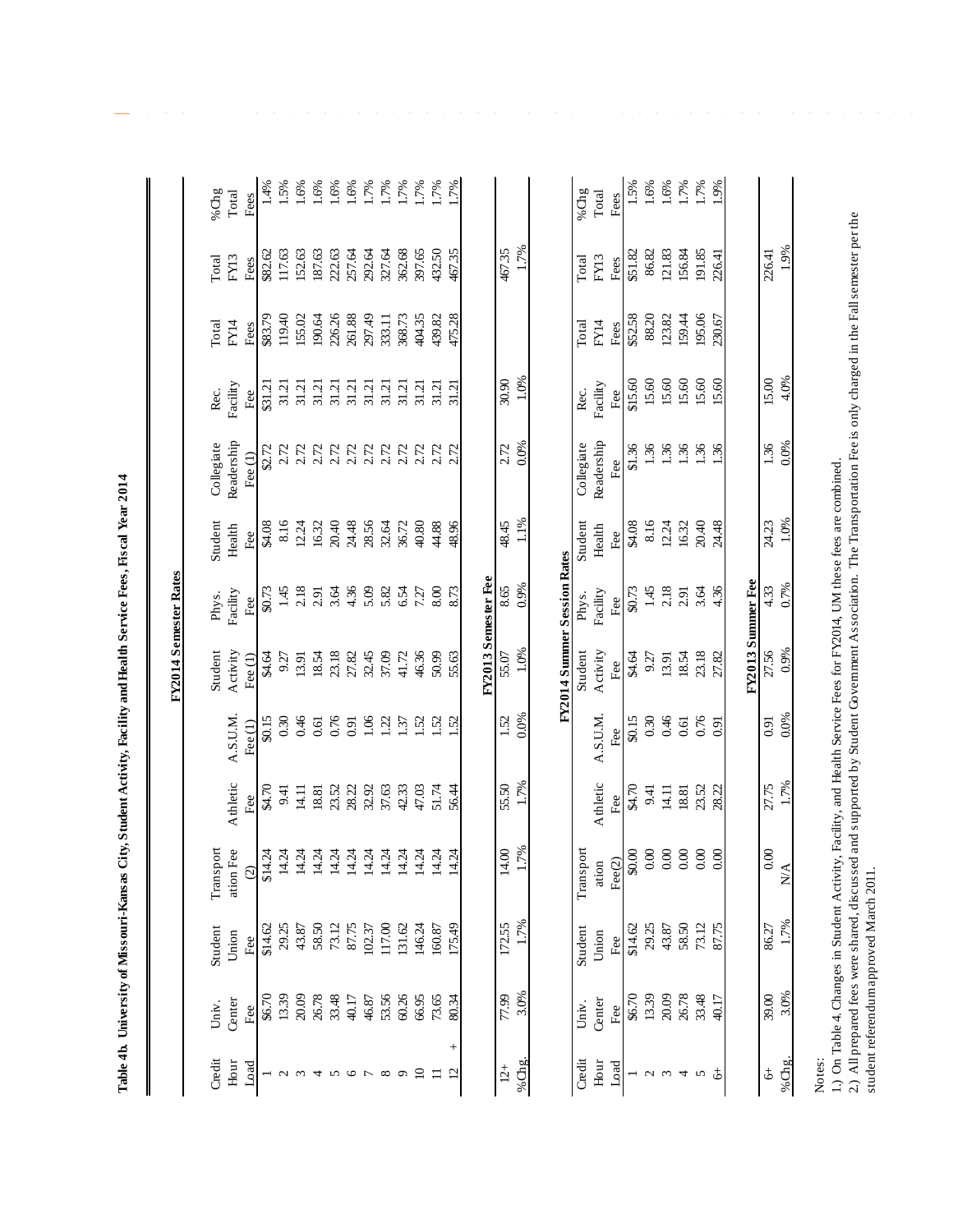**Table 4b. University of Missouri-Kansas City, Student Activity, Facility and Health Service Fees, Fiscal Year 2014**

**FY2014 Semester Rates**

| Credit Hour Load | Univ. Center Fee | Student Union Fee | Transportation Fee (2) | Athletic Fee | A.S.U.M. Fee (1) | Student Activity Fee (1) | Phys. Facility Fee | Student Health Fee | Collegiate Readership Fee (1) | Rec. Facility Fee | Total FY14 Fees | Total FY13 Fees | %Chg Total Fees |
|---|---|---|---|---|---|---|---|---|---|---|---|---|---|
| 1 | $6.70 | $14.62 | $14.24 | $4.70 | $0.15 | $4.64 | $0.73 | $4.08 | $2.72 | $31.21 | $83.79 | $82.62 | 1.4% |
| 2 | 13.39 | 29.25 | 14.24 | 9.41 | 0.30 | 9.27 | 1.45 | 8.16 | 2.72 | 31.21 | 119.40 | 117.63 | 1.5% |
| 3 | 20.09 | 43.87 | 14.24 | 14.11 | 0.46 | 13.91 | 2.18 | 12.24 | 2.72 | 31.21 | 155.02 | 152.63 | 1.6% |
| 4 | 26.78 | 58.50 | 14.24 | 18.81 | 0.61 | 18.54 | 2.91 | 16.32 | 2.72 | 31.21 | 190.64 | 187.63 | 1.6% |
| 5 | 33.48 | 73.12 | 14.24 | 23.52 | 0.76 | 23.18 | 3.64 | 20.40 | 2.72 | 31.21 | 226.26 | 222.63 | 1.6% |
| 6 | 40.17 | 87.75 | 14.24 | 28.22 | 0.91 | 27.82 | 4.36 | 24.48 | 2.72 | 31.21 | 261.88 | 257.64 | 1.6% |
| 7 | 46.87 | 102.37 | 14.24 | 32.92 | 1.06 | 32.45 | 5.09 | 28.56 | 2.72 | 31.21 | 297.49 | 292.64 | 1.7% |
| 8 | 53.56 | 117.00 | 14.24 | 37.63 | 1.22 | 37.09 | 5.82 | 32.64 | 2.72 | 31.21 | 333.11 | 327.64 | 1.7% |
| 9 | 60.26 | 131.62 | 14.24 | 42.33 | 1.37 | 41.72 | 6.54 | 36.72 | 2.72 | 31.21 | 368.73 | 362.68 | 1.7% |
| 10 | 66.95 | 146.24 | 14.24 | 47.03 | 1.52 | 46.36 | 7.27 | 40.80 | 2.72 | 31.21 | 404.35 | 397.65 | 1.7% |
| 11 | 73.65 | 160.87 | 14.24 | 51.74 | 1.52 | 50.99 | 8.00 | 44.88 | 2.72 | 31.21 | 439.82 | 432.50 | 1.7% |
| 12 + | 80.34 | 175.49 | 14.24 | 56.44 | 1.52 | 55.63 | 8.73 | 48.96 | 2.72 | 31.21 | 475.28 | 467.35 | 1.7% |
| **FY2013 Semester Fee** | | | | | | | | | | | | | |
| 12+ | 77.99 | 172.55 | 14.00 | 55.50 | 1.52 | 55.07 | 8.65 | 48.45 | 2.72 | 30.90 | | 467.35 | |
| %Chg. | 3.0% | 1.7% | 1.7% | 1.7% | 0.0% | 1.0% | 0.9% | 1.1% | 0.0% | 1.0% | | 1.7% | |

**FY2014 Summer Session Rates**

| Credit Hour Load | Univ. Center Fee | Student Union Fee | Transportation Fee(2) | Athletic Fee | A.S.U.M. Fee | Student Activity Fee | Phys. Facility Fee | Student Health Fee | Collegiate Readership Fee | Rec. Facility Fee | Total FY14 Fees | Total FY13 Fees | %Chg Total Fees |
|---|---|---|---|---|---|---|---|---|---|---|---|---|---|
| 1 | $6.70 | $14.62 | $0.00 | $4.70 | $0.15 | $4.64 | $0.73 | $4.08 | $1.36 | $15.60 | $52.58 | $51.82 | 1.5% |
| 2 | 13.39 | 29.25 | 0.00 | 9.41 | 0.30 | 9.27 | 1.45 | 8.16 | 1.36 | 15.60 | 88.20 | 86.82 | 1.6% |
| 3 | 20.09 | 43.87 | 0.00 | 14.11 | 0.46 | 13.91 | 2.18 | 12.24 | 1.36 | 15.60 | 123.82 | 121.83 | 1.6% |
| 4 | 26.78 | 58.50 | 0.00 | 18.81 | 0.61 | 18.54 | 2.91 | 16.32 | 1.36 | 15.60 | 159.44 | 156.84 | 1.7% |
| 5 | 33.48 | 73.12 | 0.00 | 23.52 | 0.76 | 23.18 | 3.64 | 20.40 | 1.36 | 15.60 | 195.06 | 191.85 | 1.7% |
| 6+ | 40.17 | 87.75 | 0.00 | 28.22 | 0.91 | 27.82 | 4.36 | 24.48 | 1.36 | 15.60 | 230.67 | 226.41 | 1.9% |
| **FY2013 Summer Fee** | | | | | | | | | | | | | |
| 6+ | 39.00 | 86.27 | 0.00 | 27.75 | 0.91 | 27.56 | 4.33 | 24.23 | 1.36 | 15.00 | | 226.41 | |
| %Chg. | 3.0% | 1.7% | N/A | 1.7% | 0.0% | 0.9% | 0.7% | 1.0% | 0.0% | 4.0% | | 1.9% | |

Notes:

1.) On Table 4 Changes in Student Activity, Facility, and Health Service Fees for FY2014, UM these fees are combined.

2.) All prepared fees were shared, discussed and supported by Student Government Association. The Transportation Fee is only charged in the Fall semester per the student referendum approved March 2011.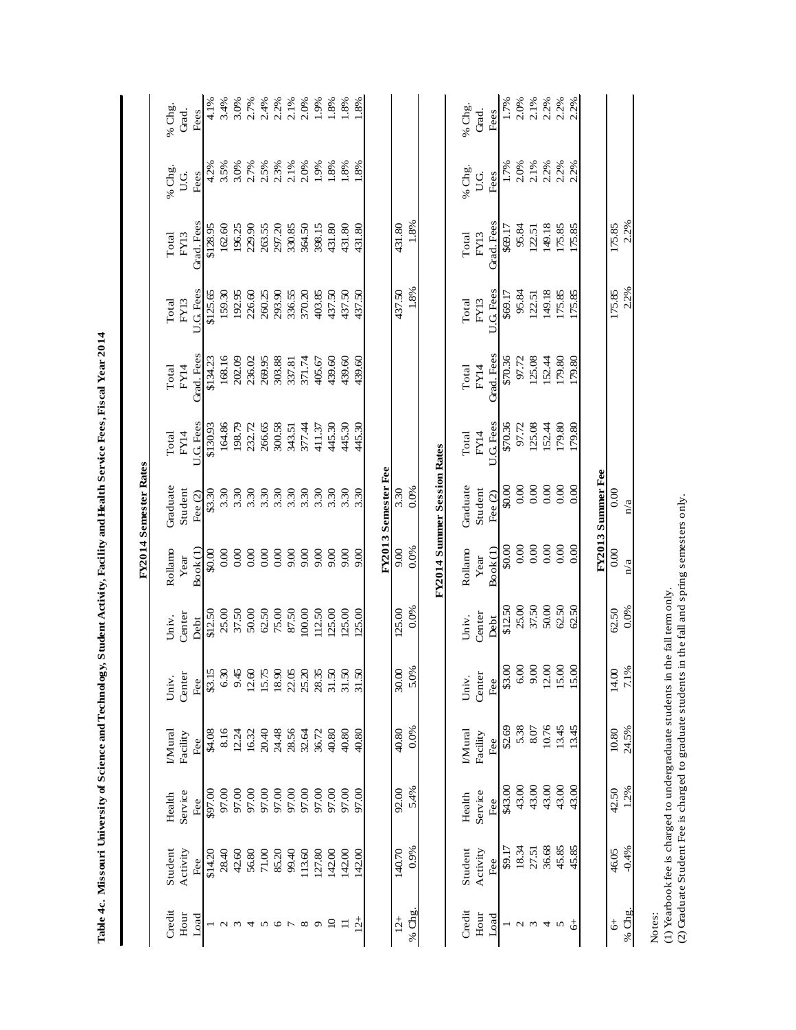**Table 4c. Missouri University of Science and Technology, Student Activity, Facility and Health Service Fees, Fiscal Year 2014**

**FY2014 Semester Rates**

| Credit Hour Load | Student Activity Fee | Health Service Fee | I/Mural Facility Fee | Univ. Center Fee | Univ. Center Debt | Rollamo Year Book (1) | Graduate Student Fee (2) | Total FY14 U.G. Fees | Total FY14 Grad. Fees | Total FY13 U.G. Fees | Total FY13 Grad. Fees | % Chg. U.G. Fees | % Chg. Grad. Fees |
|---|---|---|---|---|---|---|---|---|---|---|---|---|---|
| 1 | $14.20 | $97.00 | $4.08 | $3.15 | $12.50 | $0.00 | $3.30 | $130.93 | $134.23 | $125.65 | $128.95 | 4.2% | 4.1% |
| 2 | 28.40 | 97.00 | 8.16 | 6.30 | 25.00 | 0.00 | 3.30 | 164.86 | 168.16 | 159.30 | 162.60 | 3.5% | 3.4% |
| 3 | 42.60 | 97.00 | 12.24 | 9.45 | 37.50 | 0.00 | 3.30 | 198.79 | 202.09 | 192.95 | 196.25 | 3.0% | 3.0% |
| 4 | 56.80 | 97.00 | 16.32 | 12.60 | 50.00 | 0.00 | 3.30 | 232.72 | 236.02 | 226.60 | 229.90 | 2.7% | 2.7% |
| 5 | 71.00 | 97.00 | 20.40 | 15.75 | 62.50 | 0.00 | 3.30 | 266.65 | 269.95 | 260.25 | 263.55 | 2.5% | 2.4% |
| 6 | 85.20 | 97.00 | 24.48 | 18.90 | 75.00 | 0.00 | 3.30 | 300.58 | 303.88 | 293.90 | 297.20 | 2.3% | 2.2% |
| 7 | 99.40 | 97.00 | 28.56 | 22.05 | 87.50 | 9.00 | 3.30 | 343.51 | 337.81 | 336.55 | 330.85 | 2.1% | 2.1% |
| 8 | 113.60 | 97.00 | 32.64 | 25.20 | 100.00 | 9.00 | 3.30 | 377.44 | 371.74 | 370.20 | 364.50 | 2.0% | 2.0% |
| 9 | 127.80 | 97.00 | 36.72 | 28.35 | 112.50 | 9.00 | 3.30 | 411.37 | 405.67 | 403.85 | 398.15 | 1.9% | 1.9% |
| 10 | 142.00 | 97.00 | 40.80 | 31.50 | 125.00 | 9.00 | 3.30 | 445.30 | 439.60 | 437.50 | 431.80 | 1.8% | 1.8% |
| 11 | 142.00 | 97.00 | 40.80 | 31.50 | 125.00 | 9.00 | 3.30 | 445.30 | 439.60 | 437.50 | 431.80 | 1.8% | 1.8% |
| 12+ | 142.00 | 97.00 | 40.80 | 31.50 | 125.00 | 9.00 | 3.30 | 445.30 | 439.60 | 437.50 | 431.80 | 1.8% | 1.8% |
| **FY2013 Semester Fee** | | | | | | | | | | | | | |
| 12+ | 140.70 | 92.00 | 40.80 | 30.00 | 125.00 | 9.00 | 3.30 | | | 437.50 | 431.80 | | |
| % Chg. | 0.9% | 5.4% | 0.0% | 5.0% | 0.0% | 0.0% | 0.0% | | | 1.8% | 1.8% | | |

**FY2014 Summer Session Rates**

| Credit Hour Load | Student Activity Fee | Health Service Fee | I/Mural Facility Fee | Univ. Center Fee | Univ. Center Debt | Rollamo Year Book (1) | Graduate Student Fee (2) | Total FY14 U.G. Fees | Total FY14 Grad. Fees | Total FY13 U.G. Fees | Total FY13 Grad. Fees | % Chg. U.G. Fees | % Chg. Grad. Fees |
|---|---|---|---|---|---|---|---|---|---|---|---|---|---|
| 1 | $9.17 | $43.00 | $2.69 | $3.00 | $12.50 | $0.00 | $0.00 | $70.36 | $70.36 | $69.17 | $69.17 | 1.7% | 1.7% |
| 2 | 18.34 | 43.00 | 5.38 | 6.00 | 25.00 | 0.00 | 0.00 | 97.72 | 97.72 | 95.84 | 95.84 | 2.0% | 2.0% |
| 3 | 27.51 | 43.00 | 8.07 | 9.00 | 37.50 | 0.00 | 0.00 | 125.08 | 125.08 | 122.51 | 122.51 | 2.1% | 2.1% |
| 4 | 36.68 | 43.00 | 10.76 | 12.00 | 50.00 | 0.00 | 0.00 | 152.44 | 152.44 | 149.18 | 149.18 | 2.2% | 2.2% |
| 5 | 45.85 | 43.00 | 13.45 | 15.00 | 62.50 | 0.00 | 0.00 | 179.80 | 179.80 | 175.85 | 175.85 | 2.2% | 2.2% |
| 6+ | 45.85 | 43.00 | 13.45 | 15.00 | 62.50 | 0.00 | 0.00 | 179.80 | 179.80 | 175.85 | 175.85 | 2.2% | 2.2% |
| **FY2013 Summer Fee** | | | | | | | | | | | | | |
| 6+ | 46.05 | 42.50 | 10.80 | 14.00 | 62.50 | 0.00 | 0.00 | | | 175.85 | 175.85 | | |
| % Chg. | -0.4% | 1.2% | 24.5% | 7.1% | 0.0% | n/a | n/a | | | 2.2% | 2.2% | | |

Notes:
(1) Yearbook fee is charged to undergraduate students in the fall term only.
(2) Graduate Student Fee is charged to graduate students in the fall and spring semesters only.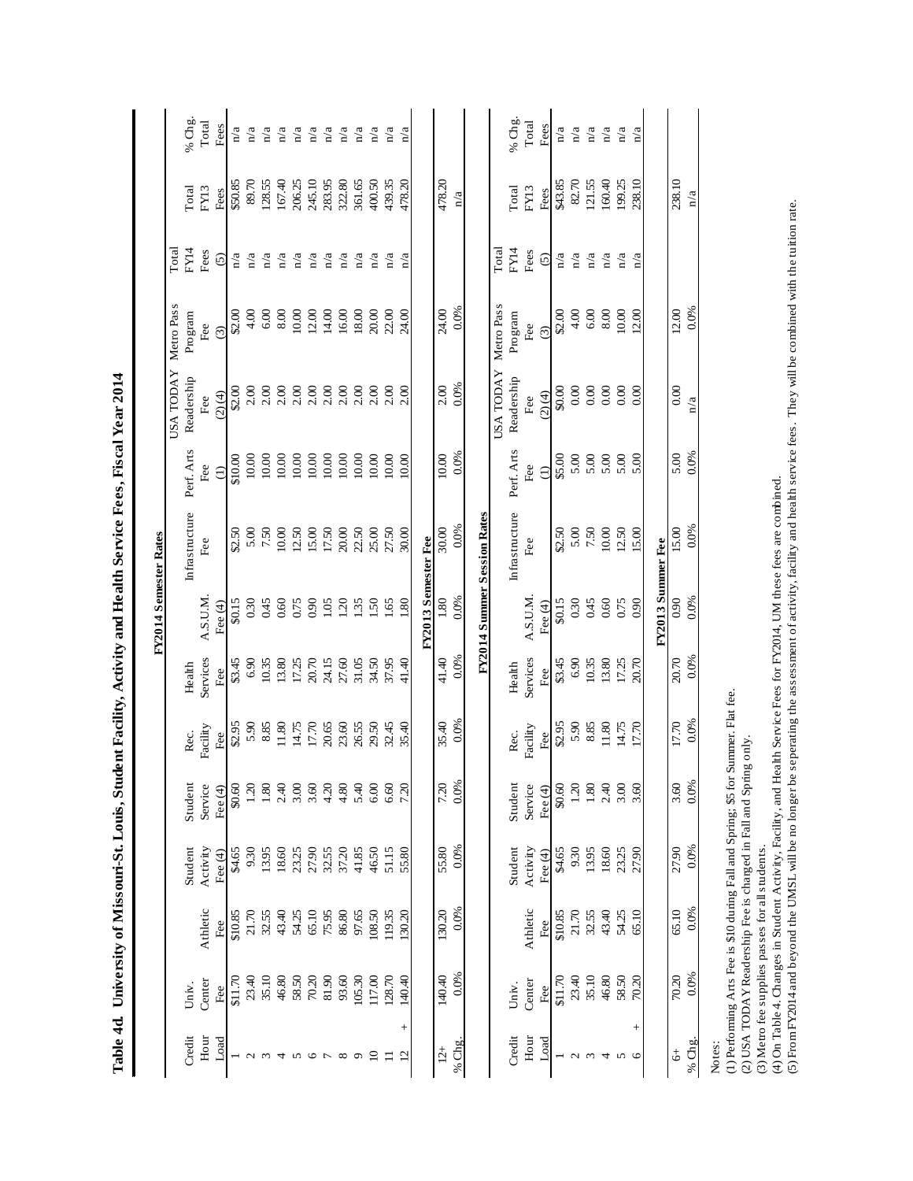# Table 4d. University of Missouri-St. Louis, Student Facility, Activity and Health Service Fees, Fiscal Year 2014

## FY2014 Semester Rates

| Credit Hour Load | Univ. Center Fee | Athletic Fee | Student Activity Fee (4) | Student Service Fee (4) | Rec. Facility Fee | Health Services Fee | A.S.U.M. Fee (4) | Infrastructure Fee | Perf. Arts Fee (1) | USA TODAY Readership Fee (2) (4) | Metro Pass Program Fee (3) | Total FY14 Fees (5) | Total FY13 Fees | % Chg. Total Fees |
|---|---|---|---|---|---|---|---|---|---|---|---|---|---|---|
| 1 | $11.70 | $10.85 | $4.65 | $0.60 | $2.95 | $3.45 | $0.15 | $2.50 | $10.00 | $2.00 | $2.00 | n/a | $50.85 | n/a |
| 2 | 23.40 | 21.70 | 9.30 | 1.20 | 5.90 | 6.90 | 0.30 | 5.00 | 10.00 | 2.00 | 4.00 | n/a | 89.70 | n/a |
| 3 | 35.10 | 32.55 | 13.95 | 1.80 | 8.85 | 10.35 | 0.45 | 7.50 | 10.00 | 2.00 | 6.00 | n/a | 128.55 | n/a |
| 4 | 46.80 | 43.40 | 18.60 | 2.40 | 11.80 | 13.80 | 0.60 | 10.00 | 10.00 | 2.00 | 8.00 | n/a | 167.40 | n/a |
| 5 | 58.50 | 54.25 | 23.25 | 3.00 | 14.75 | 17.25 | 0.75 | 12.50 | 10.00 | 2.00 | 10.00 | n/a | 206.25 | n/a |
| 6 | 70.20 | 65.10 | 27.90 | 3.60 | 17.70 | 20.70 | 0.90 | 15.00 | 10.00 | 2.00 | 12.00 | n/a | 245.10 | n/a |
| 7 | 81.90 | 75.95 | 32.55 | 4.20 | 20.65 | 24.15 | 1.05 | 17.50 | 10.00 | 2.00 | 14.00 | n/a | 283.95 | n/a |
| 8 | 93.60 | 86.80 | 37.20 | 4.80 | 23.60 | 27.60 | 1.20 | 20.00 | 10.00 | 2.00 | 16.00 | n/a | 322.80 | n/a |
| 9 | 105.30 | 97.65 | 41.85 | 5.40 | 26.55 | 31.05 | 1.35 | 22.50 | 10.00 | 2.00 | 18.00 | n/a | 361.65 | n/a |
| 10 | 117.00 | 108.50 | 46.50 | 6.00 | 29.50 | 34.50 | 1.50 | 25.00 | 10.00 | 2.00 | 20.00 | n/a | 400.50 | n/a |
| 11 | 128.70 | 119.35 | 51.15 | 6.60 | 32.45 | 37.95 | 1.65 | 27.50 | 10.00 | 2.00 | 22.00 | n/a | 439.35 | n/a |
| 12 + | 140.40 | 130.20 | 55.80 | 7.20 | 35.40 | 41.40 | 1.80 | 30.00 | 10.00 | 2.00 | 24.00 | n/a | 478.20 | n/a |
| **FY2013 Semester Fee** | | | | | | | | | | | | | | |
| 12+ | 140.40 | 130.20 | 55.80 | 7.20 | 35.40 | 41.40 | 1.80 | 30.00 | 10.00 | 2.00 | 24.00 | | 478.20 | |
| % Chg. | 0.0% | 0.0% | 0.0% | 0.0% | 0.0% | 0.0% | 0.0% | 0.0% | 0.0% | 0.0% | 0.0% | | n/a | |

## FY2014 Summer Session Rates

| Credit Hour Load | Univ. Center Fee | Athletic Fee | Student Activity Fee (4) | Student Service Fee (4) | Rec. Facility Fee | Health Services Fee | A.S.U.M. Fee (4) | Infrastructure Fee | Perf. Arts Fee (1) | USA TODAY Readership Fee (2) (4) | Metro Pass Program Fee (3) | Total FY14 Fees (5) | Total FY13 Fees | % Chg. Total Fees |
|---|---|---|---|---|---|---|---|---|---|---|---|---|---|---|
| 1 | $11.70 | $10.85 | $4.65 | $0.60 | $2.95 | $3.45 | $0.15 | $2.50 | $5.00 | $0.00 | $2.00 | n/a | $43.85 | n/a |
| 2 | 23.40 | 21.70 | 9.30 | 1.20 | 5.90 | 6.90 | 0.30 | 5.00 | 5.00 | 0.00 | 4.00 | n/a | 82.70 | n/a |
| 3 | 35.10 | 32.55 | 13.95 | 1.80 | 8.85 | 10.35 | 0.45 | 7.50 | 5.00 | 0.00 | 6.00 | n/a | 121.55 | n/a |
| 4 | 46.80 | 43.40 | 18.60 | 2.40 | 11.80 | 13.80 | 0.60 | 10.00 | 5.00 | 0.00 | 8.00 | n/a | 160.40 | n/a |
| 5 | 58.50 | 54.25 | 23.25 | 3.00 | 14.75 | 17.25 | 0.75 | 12.50 | 5.00 | 0.00 | 10.00 | n/a | 199.25 | n/a |
| 6 + | 70.20 | 65.10 | 27.90 | 3.60 | 17.70 | 20.70 | 0.90 | 15.00 | 5.00 | 0.00 | 12.00 | n/a | 238.10 | n/a |
| **FY2013 Summer Fee** | | | | | | | | | | | | | | |
| 6+ | 70.20 | 65.10 | 27.90 | 3.60 | 17.70 | 20.70 | 0.90 | 15.00 | 5.00 | 0.00 | 12.00 | | 238.10 | |
| % Chg. | 0.0% | 0.0% | 0.0% | 0.0% | 0.0% | 0.0% | 0.0% | 0.0% | 0.0% | n/a | 0.0% | | n/a | |

Notes:

(1) Performing Arts Fee is $10 during Fall and Spring; $5 for Summer. Flat fee.

(2) USA TODAY Readership Fee is charged in Fall and Spring only.

(3) Metro fee supplies passes for all students.

(4) On Table 4. Changes in Student Activity, Facility, and Health Service Fees for FY2014, UM these fees are combined.

(5) From FY2014 and beyond the UMSL will be no longer be seperating the assessment of activity, facility and health service fees. They will be combined with the tuition rate.